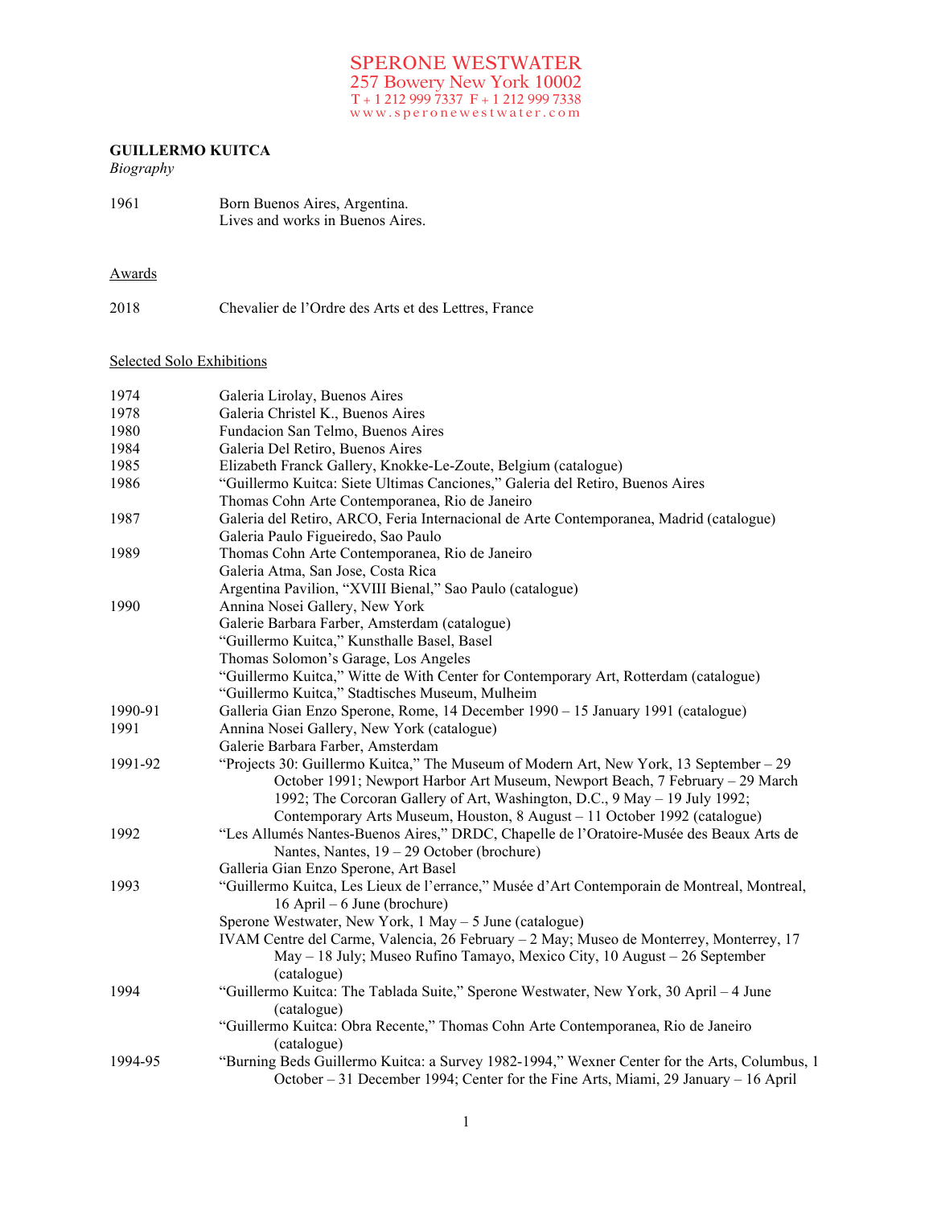SPERONE WESTWATER
257 Bowery New York 10002
T + 1 212 999 7337 F + 1 212 999 7338
www.speronewestwater.com

**GUILLERMO KUITCA**
*Biography*

1961 Born Buenos Aires, Argentina.
Lives and works in Buenos Aires.

## Awards

2018 Chevalier de l'Ordre des Arts et des Lettres, France

## Selected Solo Exhibitions

1974 Galeria Lirolay, Buenos Aires

1978 Galeria Christel K., Buenos Aires

1980 Fundacion San Telmo, Buenos Aires

1984 Galeria Del Retiro, Buenos Aires

1985 Elizabeth Franck Gallery, Knokke-Le-Zoute, Belgium (catalogue)

1986 "Guillermo Kuitca: Siete Ultimas Canciones," Galeria del Retiro, Buenos Aires
Thomas Cohn Arte Contemporanea, Rio de Janeiro

1987 Galeria del Retiro, ARCO, Feria Internacional de Arte Contemporanea, Madrid (catalogue)
Galeria Paulo Figueiredo, Sao Paulo

1989 Thomas Cohn Arte Contemporanea, Rio de Janeiro
Galeria Atma, San Jose, Costa Rica
Argentina Pavilion, "XVIII Bienal," Sao Paulo (catalogue)

1990 Annina Nosei Gallery, New York
Galerie Barbara Farber, Amsterdam (catalogue)
"Guillermo Kuitca," Kunsthalle Basel, Basel
Thomas Solomon's Garage, Los Angeles
"Guillermo Kuitca," Witte de With Center for Contemporary Art, Rotterdam (catalogue)
"Guillermo Kuitca," Stadtisches Museum, Mulheim

1990-91 Galleria Gian Enzo Sperone, Rome, 14 December 1990 – 15 January 1991 (catalogue)

1991 Annina Nosei Gallery, New York (catalogue)
Galerie Barbara Farber, Amsterdam

1991-92 "Projects 30: Guillermo Kuitca," The Museum of Modern Art, New York, 13 September – 29 October 1991; Newport Harbor Art Museum, Newport Beach, 7 February – 29 March 1992; The Corcoran Gallery of Art, Washington, D.C., 9 May – 19 July 1992; Contemporary Arts Museum, Houston, 8 August – 11 October 1992 (catalogue)

1992 "Les Allumés Nantes-Buenos Aires," DRDC, Chapelle de l'Oratoire-Musée des Beaux Arts de Nantes, Nantes, 19 – 29 October (brochure)
Galleria Gian Enzo Sperone, Art Basel

1993 "Guillermo Kuitca, Les Lieux de l'errance," Musée d'Art Contemporain de Montreal, Montreal, 16 April – 6 June (brochure)
Sperone Westwater, New York, 1 May – 5 June (catalogue)
IVAM Centre del Carme, Valencia, 26 February – 2 May; Museo de Monterrey, Monterrey, 17 May – 18 July; Museo Rufino Tamayo, Mexico City, 10 August – 26 September (catalogue)

1994 "Guillermo Kuitca: The Tablada Suite," Sperone Westwater, New York, 30 April – 4 June (catalogue)
"Guillermo Kuitca: Obra Recente," Thomas Cohn Arte Contemporanea, Rio de Janeiro (catalogue)

1994-95 "Burning Beds Guillermo Kuitca: a Survey 1982-1994," Wexner Center for the Arts, Columbus, 1 October – 31 December 1994; Center for the Fine Arts, Miami, 29 January – 16 April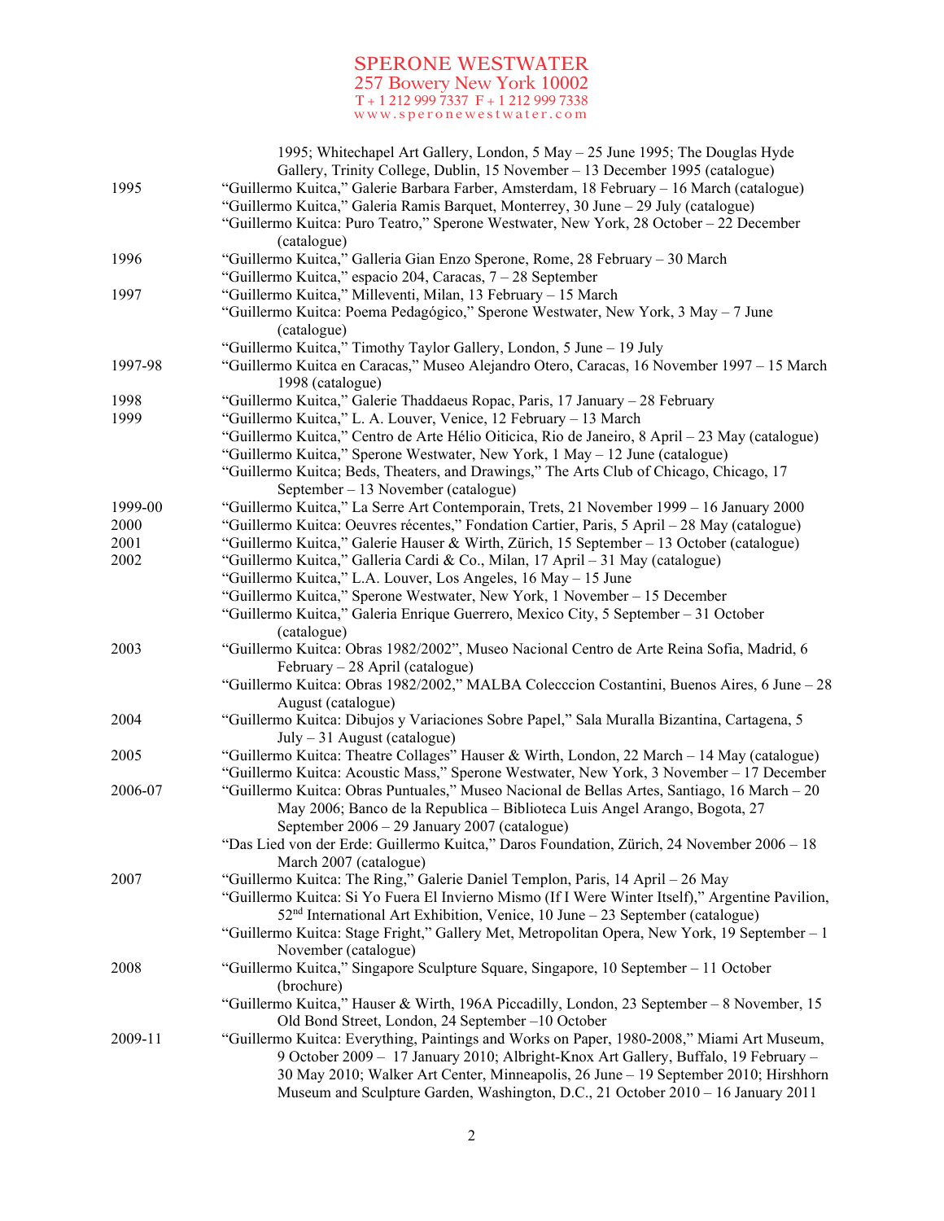1995; Whitechapel Art Gallery, London, 5 May – 25 June 1995; The Douglas Hyde Gallery, Trinity College, Dublin, 15 November – 13 December 1995 (catalogue)

1995 “Guillermo Kuitca,” Galerie Barbara Farber, Amsterdam, 18 February – 16 March (catalogue)
“Guillermo Kuitca,” Galeria Ramis Barquet, Monterrey, 30 June – 29 July (catalogue)
“Guillermo Kuitca: Puro Teatro,” Sperone Westwater, New York, 28 October – 22 December (catalogue)

1996 “Guillermo Kuitca,” Galleria Gian Enzo Sperone, Rome, 28 February – 30 March
“Guillermo Kuitca,” espacio 204, Caracas, 7 – 28 September

1997 “Guillermo Kuitca,” Milleventi, Milan, 13 February – 15 March
“Guillermo Kuitca: Poema Pedagógico,” Sperone Westwater, New York, 3 May – 7 June (catalogue)
“Guillermo Kuitca,” Timothy Taylor Gallery, London, 5 June – 19 July

1997-98 “Guillermo Kuitca en Caracas,” Museo Alejandro Otero, Caracas, 16 November 1997 – 15 March 1998 (catalogue)

1998 “Guillermo Kuitca,” Galerie Thaddaeus Ropac, Paris, 17 January – 28 February

1999 “Guillermo Kuitca,” L. A. Louver, Venice, 12 February – 13 March
“Guillermo Kuitca,” Centro de Arte Hélio Oiticica, Rio de Janeiro, 8 April – 23 May (catalogue)
“Guillermo Kuitca,” Sperone Westwater, New York, 1 May – 12 June (catalogue)
“Guillermo Kuitca; Beds, Theaters, and Drawings,” The Arts Club of Chicago, Chicago, 17 September – 13 November (catalogue)

1999-00 “Guillermo Kuitca,” La Serre Art Contemporain, Trets, 21 November 1999 – 16 January 2000

2000 “Guillermo Kuitca: Oeuvres récentes,” Fondation Cartier, Paris, 5 April – 28 May (catalogue)

2001 “Guillermo Kuitca,” Galerie Hauser & Wirth, Zürich, 15 September – 13 October (catalogue)

2002 “Guillermo Kuitca,” Galleria Cardi & Co., Milan, 17 April – 31 May (catalogue)
“Guillermo Kuitca,” L.A. Louver, Los Angeles, 16 May – 15 June
“Guillermo Kuitca,” Sperone Westwater, New York, 1 November – 15 December
“Guillermo Kuitca,” Galeria Enrique Guerrero, Mexico City, 5 September – 31 October (catalogue)

2003 “Guillermo Kuitca: Obras 1982/2002”, Museo Nacional Centro de Arte Reina Sofia, Madrid, 6 February – 28 April (catalogue)
“Guillermo Kuitca: Obras 1982/2002,” MALBA Colecccion Costantini, Buenos Aires, 6 June – 28 August (catalogue)

2004 “Guillermo Kuitca: Dibujos y Variaciones Sobre Papel,” Sala Muralla Bizantina, Cartagena, 5 July – 31 August (catalogue)

2005 “Guillermo Kuitca: Theatre Collages” Hauser & Wirth, London, 22 March – 14 May (catalogue)
“Guillermo Kuitca: Acoustic Mass,” Sperone Westwater, New York, 3 November – 17 December

2006-07 “Guillermo Kuitca: Obras Puntuales,” Museo Nacional de Bellas Artes, Santiago, 16 March – 20 May 2006; Banco de la Republica – Biblioteca Luis Angel Arango, Bogota, 27 September 2006 – 29 January 2007 (catalogue)
“Das Lied von der Erde: Guillermo Kuitca,” Daros Foundation, Zürich, 24 November 2006 – 18 March 2007 (catalogue)

2007 “Guillermo Kuitca: The Ring,” Galerie Daniel Templon, Paris, 14 April – 26 May
“Guillermo Kuitca: Si Yo Fuera El Invierno Mismo (If I Were Winter Itself),” Argentine Pavilion, 52nd International Art Exhibition, Venice, 10 June – 23 September (catalogue)
“Guillermo Kuitca: Stage Fright,” Gallery Met, Metropolitan Opera, New York, 19 September – 1 November (catalogue)

2008 “Guillermo Kuitca,” Singapore Sculpture Square, Singapore, 10 September – 11 October (brochure)
“Guillermo Kuitca,” Hauser & Wirth, 196A Piccadilly, London, 23 September – 8 November, 15 Old Bond Street, London, 24 September –10 October

2009-11 “Guillermo Kuitca: Everything, Paintings and Works on Paper, 1980-2008,” Miami Art Museum, 9 October 2009 – 17 January 2010; Albright-Knox Art Gallery, Buffalo, 19 February – 30 May 2010; Walker Art Center, Minneapolis, 26 June – 19 September 2010; Hirshhorn Museum and Sculpture Garden, Washington, D.C., 21 October 2010 – 16 January 2011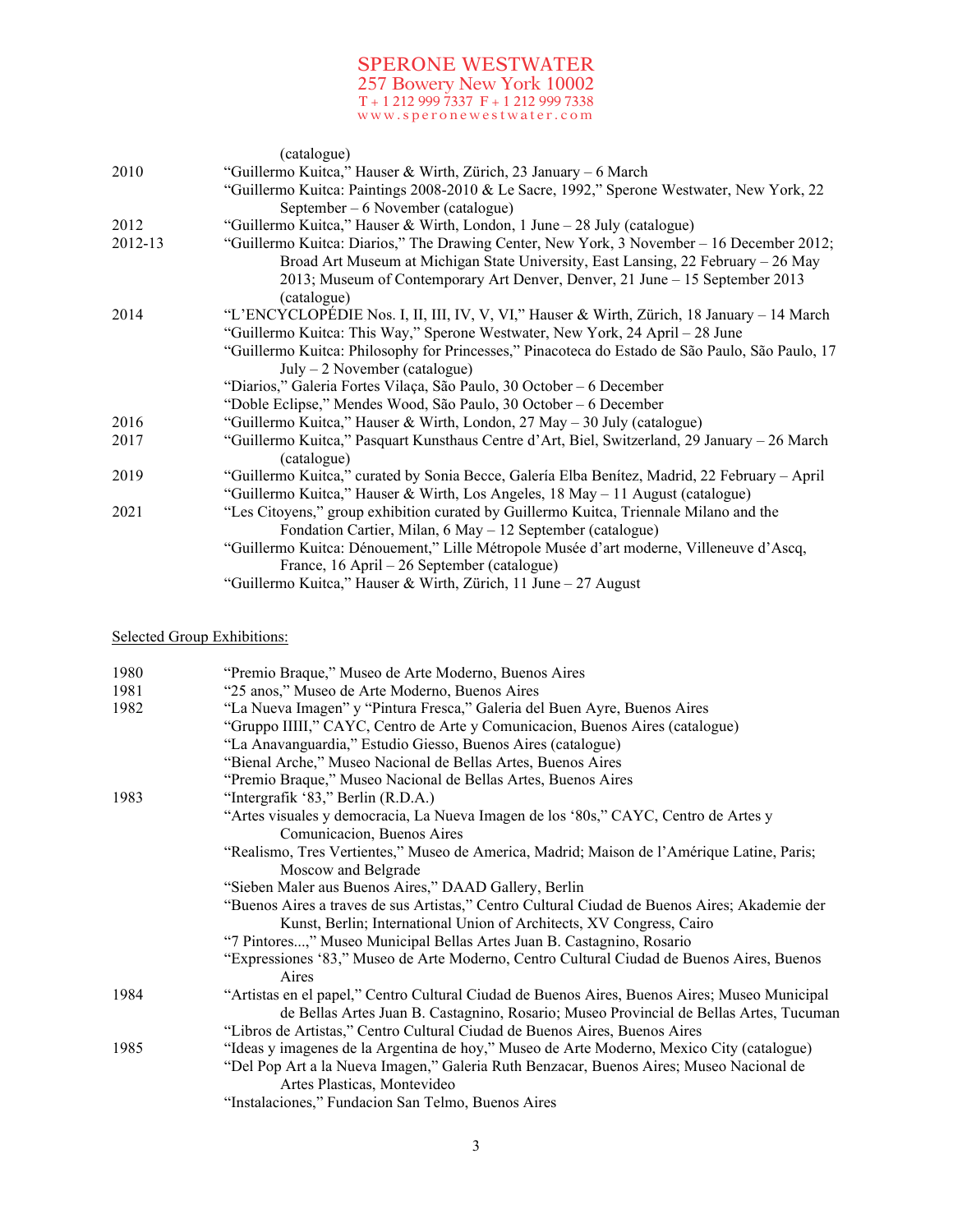(catalogue)

2010 "Guillermo Kuitca," Hauser & Wirth, Zürich, 23 January – 6 March

"Guillermo Kuitca: Paintings 2008-2010 & Le Sacre, 1992," Sperone Westwater, New York, 22 September – 6 November (catalogue)

2012 "Guillermo Kuitca," Hauser & Wirth, London, 1 June – 28 July (catalogue)

2012-13 "Guillermo Kuitca: Diarios," The Drawing Center, New York, 3 November – 16 December 2012; Broad Art Museum at Michigan State University, East Lansing, 22 February – 26 May 2013; Museum of Contemporary Art Denver, Denver, 21 June – 15 September 2013 (catalogue)

2014 "L'ENCYCLOPÉDIE Nos. I, II, III, IV, V, VI," Hauser & Wirth, Zürich, 18 January – 14 March

"Guillermo Kuitca: This Way," Sperone Westwater, New York, 24 April – 28 June

"Guillermo Kuitca: Philosophy for Princesses," Pinacoteca do Estado de São Paulo, São Paulo, 17 July – 2 November (catalogue)

"Diarios," Galeria Fortes Vilaça, São Paulo, 30 October – 6 December

"Doble Eclipse," Mendes Wood, São Paulo, 30 October – 6 December

2016 "Guillermo Kuitca," Hauser & Wirth, London, 27 May – 30 July (catalogue)

2017 "Guillermo Kuitca," Pasquart Kunsthaus Centre d'Art, Biel, Switzerland, 29 January – 26 March (catalogue)

2019 "Guillermo Kuitca," curated by Sonia Becce, Galería Elba Benítez, Madrid, 22 February – April

"Guillermo Kuitca," Hauser & Wirth, Los Angeles, 18 May – 11 August (catalogue)

2021 "Les Citoyens," group exhibition curated by Guillermo Kuitca, Triennale Milano and the Fondation Cartier, Milan, 6 May – 12 September (catalogue)

"Guillermo Kuitca: Dénouement," Lille Métropole Musée d'art moderne, Villeneuve d'Ascq, France, 16 April – 26 September (catalogue)

"Guillermo Kuitca," Hauser & Wirth, Zürich, 11 June – 27 August

Selected Group Exhibitions:

1980 "Premio Braque," Museo de Arte Moderno, Buenos Aires

1981 "25 anos," Museo de Arte Moderno, Buenos Aires

1982 "La Nueva Imagen" y "Pintura Fresca," Galeria del Buen Ayre, Buenos Aires

"Gruppo IIIII," CAYC, Centro de Arte y Comunicacion, Buenos Aires (catalogue)

"La Anavanguardia," Estudio Giesso, Buenos Aires (catalogue)

"Bienal Arche," Museo Nacional de Bellas Artes, Buenos Aires

"Premio Braque," Museo Nacional de Bellas Artes, Buenos Aires

1983 "Intergrafik '83," Berlin (R.D.A.)

"Artes visuales y democracia, La Nueva Imagen de los '80s," CAYC, Centro de Artes y Comunicacion, Buenos Aires

"Realismo, Tres Vertientes," Museo de America, Madrid; Maison de l'Amérique Latine, Paris; Moscow and Belgrade

"Sieben Maler aus Buenos Aires," DAAD Gallery, Berlin

"Buenos Aires a traves de sus Artistas," Centro Cultural Ciudad de Buenos Aires; Akademie der Kunst, Berlin; International Union of Architects, XV Congress, Cairo

"7 Pintores...," Museo Municipal Bellas Artes Juan B. Castagnino, Rosario

"Expressiones '83," Museo de Arte Moderno, Centro Cultural Ciudad de Buenos Aires, Buenos Aires

1984 "Artistas en el papel," Centro Cultural Ciudad de Buenos Aires, Buenos Aires; Museo Municipal de Bellas Artes Juan B. Castagnino, Rosario; Museo Provincial de Bellas Artes, Tucuman

"Libros de Artistas," Centro Cultural Ciudad de Buenos Aires, Buenos Aires

1985 "Ideas y imagenes de la Argentina de hoy," Museo de Arte Moderno, Mexico City (catalogue)

"Del Pop Art a la Nueva Imagen," Galeria Ruth Benzacar, Buenos Aires; Museo Nacional de Artes Plasticas, Montevideo

"Instalaciones," Fundacion San Telmo, Buenos Aires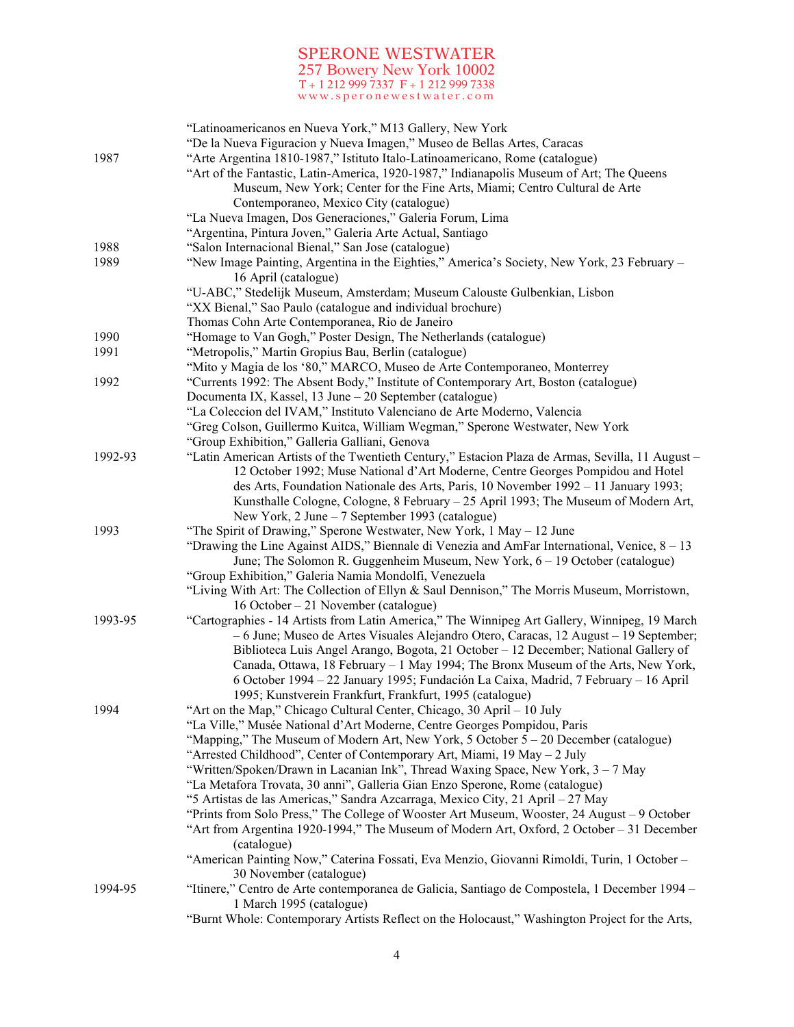| | |
|---|---|
| | "Latinoamericanos en Nueva York," M13 Gallery, New York |
| | "De la Nueva Figuracion y Nueva Imagen," Museo de Bellas Artes, Caracas |
| 1987 | "Arte Argentina 1810-1987," Istituto Italo-Latinoamericano, Rome (catalogue) |
| | "Art of the Fantastic, Latin-America, 1920-1987," Indianapolis Museum of Art; The Queens Museum, New York; Center for the Fine Arts, Miami; Centro Cultural de Arte Contemporaneo, Mexico City (catalogue) |
| | "La Nueva Imagen, Dos Generaciones," Galeria Forum, Lima |
| | "Argentina, Pintura Joven," Galeria Arte Actual, Santiago |
| 1988 | "Salon Internacional Bienal," San Jose (catalogue) |
| 1989 | "New Image Painting, Argentina in the Eighties," America's Society, New York, 23 February – 16 April (catalogue) |
| | "U-ABC," Stedelijk Museum, Amsterdam; Museum Calouste Gulbenkian, Lisbon |
| | "XX Bienal," Sao Paulo (catalogue and individual brochure) |
| | Thomas Cohn Arte Contemporanea, Rio de Janeiro |
| 1990 | "Homage to Van Gogh," Poster Design, The Netherlands (catalogue) |
| 1991 | "Metropolis," Martin Gropius Bau, Berlin (catalogue) |
| | "Mito y Magia de los '80," MARCO, Museo de Arte Contemporaneo, Monterrey |
| 1992 | "Currents 1992: The Absent Body," Institute of Contemporary Art, Boston (catalogue) |
| | Documenta IX, Kassel, 13 June – 20 September (catalogue) |
| | "La Coleccion del IVAM," Instituto Valenciano de Arte Moderno, Valencia |
| | "Greg Colson, Guillermo Kuitca, William Wegman," Sperone Westwater, New York |
| | "Group Exhibition," Galleria Galliani, Genova |
| 1992-93 | "Latin American Artists of the Twentieth Century," Estacion Plaza de Armas, Sevilla, 11 August – 12 October 1992; Muse National d'Art Moderne, Centre Georges Pompidou and Hotel des Arts, Foundation Nationale des Arts, Paris, 10 November 1992 – 11 January 1993; Kunsthalle Cologne, Cologne, 8 February – 25 April 1993; The Museum of Modern Art, New York, 2 June – 7 September 1993 (catalogue) |
| 1993 | "The Spirit of Drawing," Sperone Westwater, New York, 1 May – 12 June |
| | "Drawing the Line Against AIDS," Biennale di Venezia and AmFar International, Venice, 8 – 13 June; The Solomon R. Guggenheim Museum, New York, 6 – 19 October (catalogue) |
| | "Group Exhibition," Galeria Namia Mondolfi, Venezuela |
| | "Living With Art: The Collection of Ellyn & Saul Dennison," The Morris Museum, Morristown, 16 October – 21 November (catalogue) |
| 1993-95 | "Cartographies - 14 Artists from Latin America," The Winnipeg Art Gallery, Winnipeg, 19 March – 6 June; Museo de Artes Visuales Alejandro Otero, Caracas, 12 August – 19 September; Biblioteca Luis Angel Arango, Bogota, 21 October – 12 December; National Gallery of Canada, Ottawa, 18 February – 1 May 1994; The Bronx Museum of the Arts, New York, 6 October 1994 – 22 January 1995; Fundación La Caixa, Madrid, 7 February – 16 April 1995; Kunstverein Frankfurt, Frankfurt, 1995 (catalogue) |
| 1994 | "Art on the Map," Chicago Cultural Center, Chicago, 30 April – 10 July |
| | "La Ville," Musée National d'Art Moderne, Centre Georges Pompidou, Paris |
| | "Mapping," The Museum of Modern Art, New York, 5 October 5 – 20 December (catalogue) |
| | "Arrested Childhood", Center of Contemporary Art, Miami, 19 May – 2 July |
| | "Written/Spoken/Drawn in Lacanian Ink", Thread Waxing Space, New York, 3 – 7 May |
| | "La Metafora Trovata, 30 anni", Galleria Gian Enzo Sperone, Rome (catalogue) |
| | "5 Artistas de las Americas," Sandra Azcarraga, Mexico City, 21 April – 27 May |
| | "Prints from Solo Press," The College of Wooster Art Museum, Wooster, 24 August – 9 October |
| | "Art from Argentina 1920-1994," The Museum of Modern Art, Oxford, 2 October – 31 December (catalogue) |
| | "American Painting Now," Caterina Fossati, Eva Menzio, Giovanni Rimoldi, Turin, 1 October – 30 November (catalogue) |
| 1994-95 | "Itinere," Centro de Arte contemporanea de Galicia, Santiago de Compostela, 1 December 1994 – 1 March 1995 (catalogue) |
| | "Burnt Whole: Contemporary Artists Reflect on the Holocaust," Washington Project for the Arts, |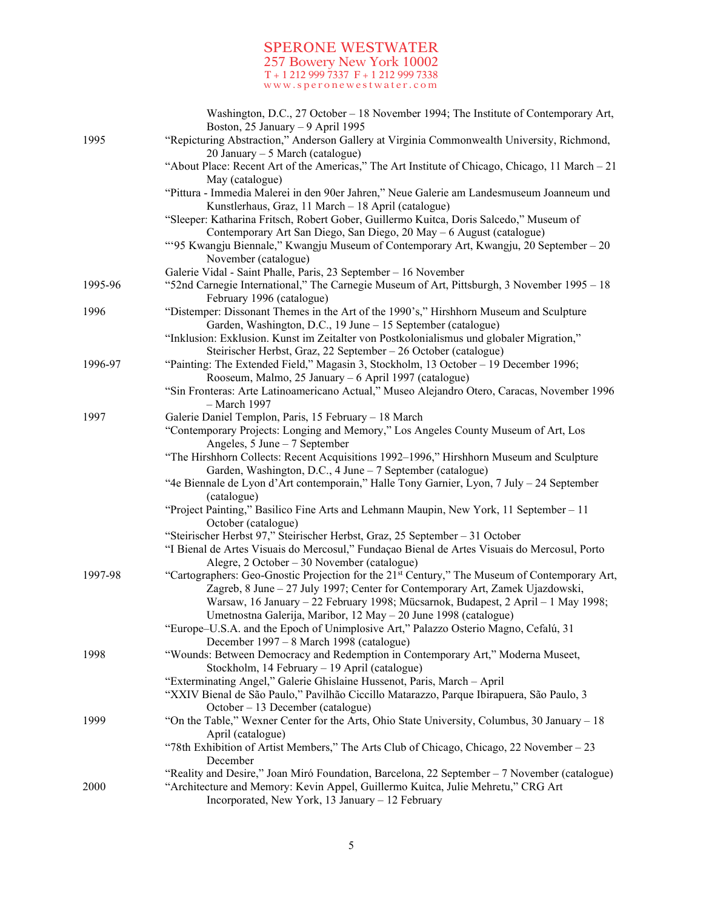| | |
|---|---|
| | Washington, D.C., 27 October – 18 November 1994; The Institute of Contemporary Art, Boston, 25 January – 9 April 1995 |
| 1995 | "Repicturing Abstraction," Anderson Gallery at Virginia Commonwealth University, Richmond, 20 January – 5 March (catalogue) |
| | "About Place: Recent Art of the Americas," The Art Institute of Chicago, Chicago, 11 March – 21 May (catalogue) |
| | "Pittura - Immedia Malerei in den 90er Jahren," Neue Galerie am Landesmuseum Joanneum und Kunstlerhaus, Graz, 11 March – 18 April (catalogue) |
| | "Sleeper: Katharina Fritsch, Robert Gober, Guillermo Kuitca, Doris Salcedo," Museum of Contemporary Art San Diego, San Diego, 20 May – 6 August (catalogue) |
| | "'95 Kwangju Biennale," Kwangju Museum of Contemporary Art, Kwangju, 20 September – 20 November (catalogue) |
| | Galerie Vidal - Saint Phalle, Paris, 23 September – 16 November |
| 1995-96 | "52nd Carnegie International," The Carnegie Museum of Art, Pittsburgh, 3 November 1995 – 18 February 1996 (catalogue) |
| 1996 | "Distemper: Dissonant Themes in the Art of the 1990's," Hirshhorn Museum and Sculpture Garden, Washington, D.C., 19 June – 15 September (catalogue) |
| | "Inklusion: Exklusion. Kunst im Zeitalter von Postkolonialismus und globaler Migration," Steirischer Herbst, Graz, 22 September – 26 October (catalogue) |
| 1996-97 | "Painting: The Extended Field," Magasin 3, Stockholm, 13 October – 19 December 1996; Rooseum, Malmo, 25 January – 6 April 1997 (catalogue) |
| | "Sin Fronteras: Arte Latinoamericano Actual," Museo Alejandro Otero, Caracas, November 1996 – March 1997 |
| 1997 | Galerie Daniel Templon, Paris, 15 February – 18 March |
| | "Contemporary Projects: Longing and Memory," Los Angeles County Museum of Art, Los Angeles, 5 June – 7 September |
| | "The Hirshhorn Collects: Recent Acquisitions 1992–1996," Hirshhorn Museum and Sculpture Garden, Washington, D.C., 4 June – 7 September (catalogue) |
| | "4e Biennale de Lyon d'Art contemporain," Halle Tony Garnier, Lyon, 7 July – 24 September (catalogue) |
| | "Project Painting," Basilico Fine Arts and Lehmann Maupin, New York, 11 September – 11 October (catalogue) |
| | "Steirischer Herbst 97," Steirischer Herbst, Graz, 25 September – 31 October |
| | "I Bienal de Artes Visuais do Mercosul," Fundaçao Bienal de Artes Visuais do Mercosul, Porto Alegre, 2 October – 30 November (catalogue) |
| 1997-98 | "Cartographers: Geo-Gnostic Projection for the 21st Century," The Museum of Contemporary Art, Zagreb, 8 June – 27 July 1997; Center for Contemporary Art, Zamek Ujazdowski, Warsaw, 16 January – 22 February 1998; Mücsarnok, Budapest, 2 April – 1 May 1998; Umetnostna Galerija, Maribor, 12 May – 20 June 1998 (catalogue) |
| | "Europe–U.S.A. and the Epoch of Unimplosive Art," Palazzo Osterio Magno, Cefalú, 31 December 1997 – 8 March 1998 (catalogue) |
| 1998 | "Wounds: Between Democracy and Redemption in Contemporary Art," Moderna Museet, Stockholm, 14 February – 19 April (catalogue) |
| | "Exterminating Angel," Galerie Ghislaine Hussenot, Paris, March – April |
| | "XXIV Bienal de São Paulo," Pavilhão Ciccillo Matarazzo, Parque Ibirapuera, São Paulo, 3 October – 13 December (catalogue) |
| 1999 | "On the Table," Wexner Center for the Arts, Ohio State University, Columbus, 30 January – 18 April (catalogue) |
| | "78th Exhibition of Artist Members," The Arts Club of Chicago, Chicago, 22 November – 23 December |
| | "Reality and Desire," Joan Miró Foundation, Barcelona, 22 September – 7 November (catalogue) |
| 2000 | "Architecture and Memory: Kevin Appel, Guillermo Kuitca, Julie Mehretu," CRG Art Incorporated, New York, 13 January – 12 February |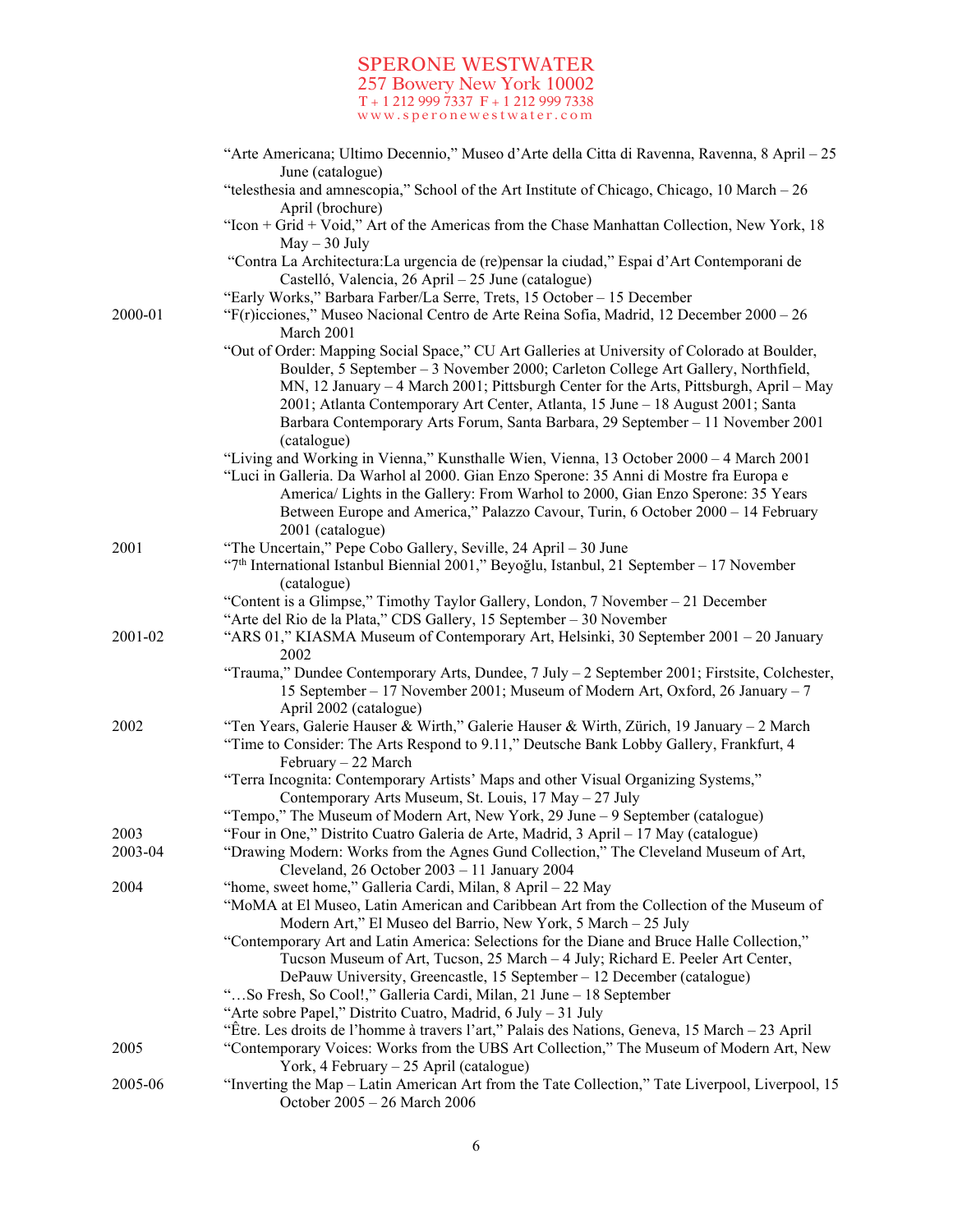"Arte Americana; Ultimo Decennio," Museo d'Arte della Citta di Ravenna, Ravenna, 8 April – 25 June (catalogue)

"telesthesia and amnescopia," School of the Art Institute of Chicago, Chicago, 10 March – 26 April (brochure)

"Icon + Grid + Void," Art of the Americas from the Chase Manhattan Collection, New York, 18 May – 30 July

"Contra La Architectura:La urgencia de (re)pensar la ciudad," Espai d'Art Contemporani de Castelló, Valencia, 26 April – 25 June (catalogue)

"Early Works," Barbara Farber/La Serre, Trets, 15 October – 15 December

2000-01 "F(r)icciones," Museo Nacional Centro de Arte Reina Sofia, Madrid, 12 December 2000 – 26 March 2001

"Out of Order: Mapping Social Space," CU Art Galleries at University of Colorado at Boulder, Boulder, 5 September – 3 November 2000; Carleton College Art Gallery, Northfield, MN, 12 January – 4 March 2001; Pittsburgh Center for the Arts, Pittsburgh, April – May 2001; Atlanta Contemporary Art Center, Atlanta, 15 June – 18 August 2001; Santa Barbara Contemporary Arts Forum, Santa Barbara, 29 September – 11 November 2001 (catalogue)

"Living and Working in Vienna," Kunsthalle Wien, Vienna, 13 October 2000 – 4 March 2001

"Luci in Galleria. Da Warhol al 2000. Gian Enzo Sperone: 35 Anni di Mostre fra Europa e America/ Lights in the Gallery: From Warhol to 2000, Gian Enzo Sperone: 35 Years Between Europe and America," Palazzo Cavour, Turin, 6 October 2000 – 14 February 2001 (catalogue)

2001 "The Uncertain," Pepe Cobo Gallery, Seville, 24 April – 30 June

"7th International Istanbul Biennial 2001," Beyoğlu, Istanbul, 21 September – 17 November (catalogue)

"Content is a Glimpse," Timothy Taylor Gallery, London, 7 November – 21 December

"Arte del Rio de la Plata," CDS Gallery, 15 September – 30 November

2001-02 "ARS 01," KIASMA Museum of Contemporary Art, Helsinki, 30 September 2001 – 20 January 2002

"Trauma," Dundee Contemporary Arts, Dundee, 7 July – 2 September 2001; Firstsite, Colchester, 15 September – 17 November 2001; Museum of Modern Art, Oxford, 26 January – 7 April 2002 (catalogue)

2002 "Ten Years, Galerie Hauser & Wirth," Galerie Hauser & Wirth, Zürich, 19 January – 2 March

"Time to Consider: The Arts Respond to 9.11," Deutsche Bank Lobby Gallery, Frankfurt, 4 February – 22 March

"Terra Incognita: Contemporary Artists' Maps and other Visual Organizing Systems," Contemporary Arts Museum, St. Louis, 17 May – 27 July

"Tempo," The Museum of Modern Art, New York, 29 June – 9 September (catalogue)

2003 "Four in One," Distrito Cuatro Galeria de Arte, Madrid, 3 April – 17 May (catalogue)

2003-04 "Drawing Modern: Works from the Agnes Gund Collection," The Cleveland Museum of Art, Cleveland, 26 October 2003 – 11 January 2004

2004 "home, sweet home," Galleria Cardi, Milan, 8 April – 22 May

"MoMA at El Museo, Latin American and Caribbean Art from the Collection of the Museum of Modern Art," El Museo del Barrio, New York, 5 March – 25 July

"Contemporary Art and Latin America: Selections for the Diane and Bruce Halle Collection," Tucson Museum of Art, Tucson, 25 March – 4 July; Richard E. Peeler Art Center, DePauw University, Greencastle, 15 September – 12 December (catalogue)

"…So Fresh, So Cool!," Galleria Cardi, Milan, 21 June – 18 September

"Arte sobre Papel," Distrito Cuatro, Madrid, 6 July – 31 July

"Être. Les droits de l'homme à travers l'art," Palais des Nations, Geneva, 15 March – 23 April

2005 "Contemporary Voices: Works from the UBS Art Collection," The Museum of Modern Art, New York, 4 February – 25 April (catalogue)

2005-06 "Inverting the Map – Latin American Art from the Tate Collection," Tate Liverpool, Liverpool, 15 October 2005 – 26 March 2006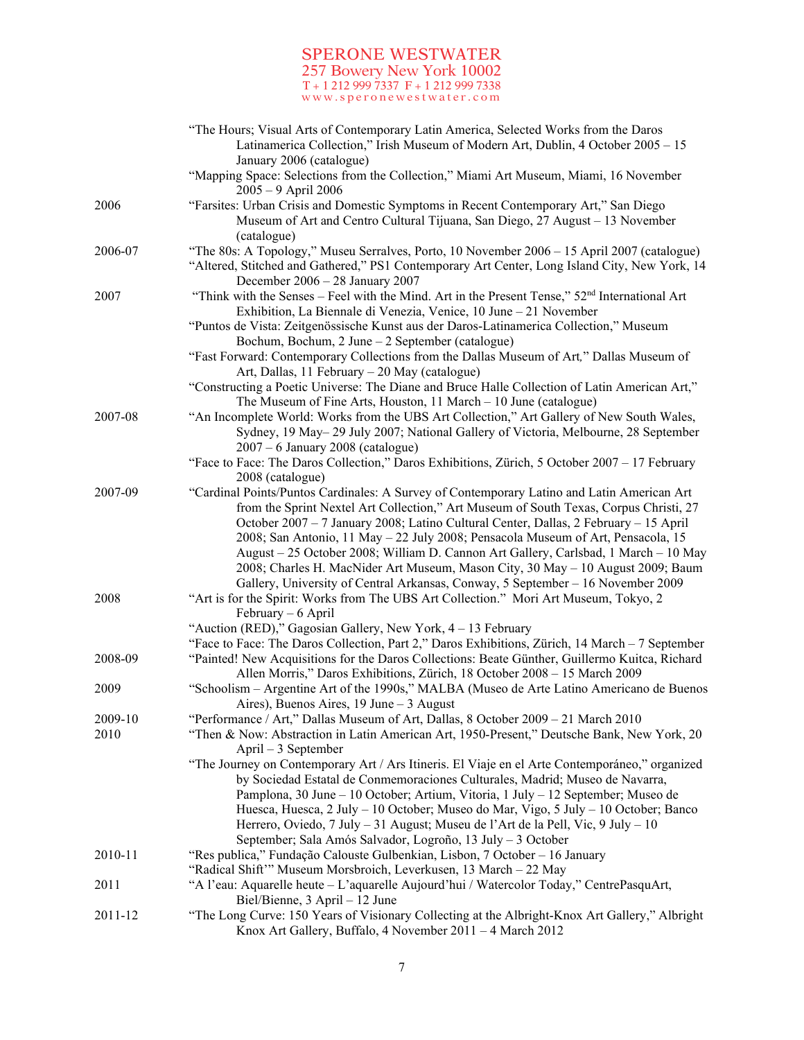| | |
|---|---|
| | "The Hours; Visual Arts of Contemporary Latin America, Selected Works from the Daros Latinamerica Collection," Irish Museum of Modern Art, Dublin, 4 October 2005 – 15 January 2006 (catalogue) |
| | "Mapping Space: Selections from the Collection," Miami Art Museum, Miami, 16 November 2005 – 9 April 2006 |
| 2006 | "Farsites: Urban Crisis and Domestic Symptoms in Recent Contemporary Art," San Diego Museum of Art and Centro Cultural Tijuana, San Diego, 27 August – 13 November (catalogue) |
| 2006-07 | "The 80s: A Topology," Museu Serralves, Porto, 10 November 2006 – 15 April 2007 (catalogue) |
| | "Altered, Stitched and Gathered," PS1 Contemporary Art Center, Long Island City, New York, 14 December 2006 – 28 January 2007 |
| 2007 | "Think with the Senses – Feel with the Mind. Art in the Present Tense," 52nd International Art Exhibition, La Biennale di Venezia, Venice, 10 June – 21 November |
| | "Puntos de Vista: Zeitgenössische Kunst aus der Daros-Latinamerica Collection," Museum Bochum, Bochum, 2 June – 2 September (catalogue) |
| | "Fast Forward: Contemporary Collections from the Dallas Museum of Art," Dallas Museum of Art, Dallas, 11 February – 20 May (catalogue) |
| | "Constructing a Poetic Universe: The Diane and Bruce Halle Collection of Latin American Art," The Museum of Fine Arts, Houston, 11 March – 10 June (catalogue) |
| 2007-08 | "An Incomplete World: Works from the UBS Art Collection," Art Gallery of New South Wales, Sydney, 19 May– 29 July 2007; National Gallery of Victoria, Melbourne, 28 September 2007 – 6 January 2008 (catalogue) |
| | "Face to Face: The Daros Collection," Daros Exhibitions, Zürich, 5 October 2007 – 17 February 2008 (catalogue) |
| 2007-09 | "Cardinal Points/Puntos Cardinales: A Survey of Contemporary Latino and Latin American Art from the Sprint Nextel Art Collection," Art Museum of South Texas, Corpus Christi, 27 October 2007 – 7 January 2008; Latino Cultural Center, Dallas, 2 February – 15 April 2008; San Antonio, 11 May – 22 July 2008; Pensacola Museum of Art, Pensacola, 15 August – 25 October 2008; William D. Cannon Art Gallery, Carlsbad, 1 March – 10 May 2008; Charles H. MacNider Art Museum, Mason City, 30 May – 10 August 2009; Baum Gallery, University of Central Arkansas, Conway, 5 September – 16 November 2009 |
| 2008 | "Art is for the Spirit: Works from The UBS Art Collection." Mori Art Museum, Tokyo, 2 February – 6 April |
| | "Auction (RED)," Gagosian Gallery, New York, 4 – 13 February |
| | "Face to Face: The Daros Collection, Part 2," Daros Exhibitions, Zürich, 14 March – 7 September |
| 2008-09 | "Painted! New Acquisitions for the Daros Collections: Beate Günther, Guillermo Kuitca, Richard Allen Morris," Daros Exhibitions, Zürich, 18 October 2008 – 15 March 2009 |
| 2009 | "Schoolism – Argentine Art of the 1990s," MALBA (Museo de Arte Latino Americano de Buenos Aires), Buenos Aires, 19 June – 3 August |
| 2009-10 | "Performance / Art," Dallas Museum of Art, Dallas, 8 October 2009 – 21 March 2010 |
| 2010 | "Then & Now: Abstraction in Latin American Art, 1950-Present," Deutsche Bank, New York, 20 April – 3 September |
| | "The Journey on Contemporary Art / Ars Itineris. El Viaje en el Arte Contemporáneo," organized by Sociedad Estatal de Conmemoraciones Culturales, Madrid; Museo de Navarra, Pamplona, 30 June – 10 October; Artium, Vitoria, 1 July – 12 September; Museo de Huesca, Huesca, 2 July – 10 October; Museo do Mar, Vigo, 5 July – 10 October; Banco Herrero, Oviedo, 7 July – 31 August; Museu de l'Art de la Pell, Vic, 9 July – 10 September; Sala Amós Salvador, Logroño, 13 July – 3 October |
| 2010-11 | "Res publica," Fundação Calouste Gulbenkian, Lisbon, 7 October – 16 January |
| | "Radical Shift'" Museum Morsbroich, Leverkusen, 13 March – 22 May |
| 2011 | "A l'eau: Aquarelle heute – L'aquarelle Aujourd'hui / Watercolor Today," CentrePasquArt, Biel/Bienne, 3 April – 12 June |
| 2011-12 | "The Long Curve: 150 Years of Visionary Collecting at the Albright-Knox Art Gallery," Albright Knox Art Gallery, Buffalo, 4 November 2011 – 4 March 2012 |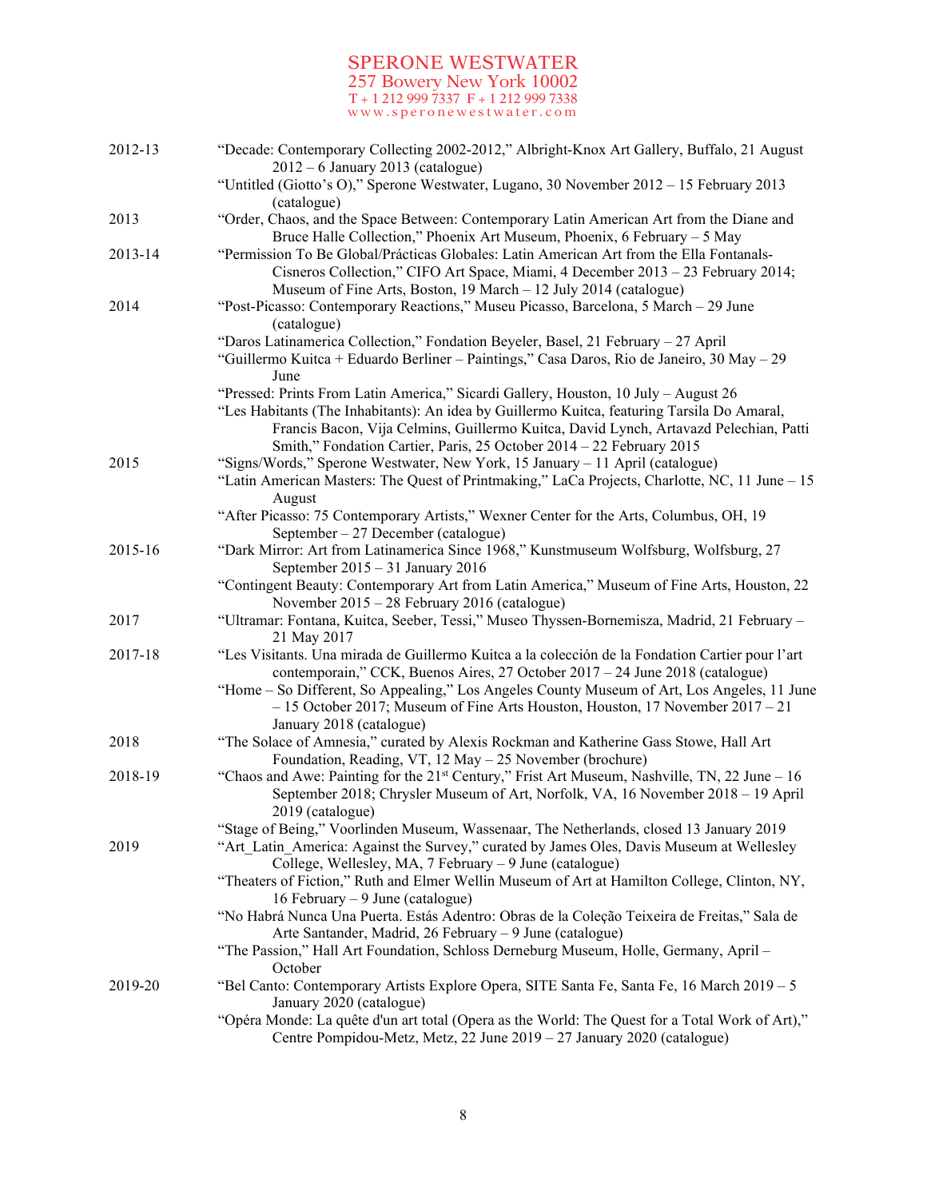| | |
|---|---|
| 2012-13 | "Decade: Contemporary Collecting 2002-2012," Albright-Knox Art Gallery, Buffalo, 21 August 2012 – 6 January 2013 (catalogue) |
| | "Untitled (Giotto's O)," Sperone Westwater, Lugano, 30 November 2012 – 15 February 2013 (catalogue) |
| 2013 | "Order, Chaos, and the Space Between: Contemporary Latin American Art from the Diane and Bruce Halle Collection," Phoenix Art Museum, Phoenix, 6 February – 5 May |
| 2013-14 | "Permission To Be Global/Prácticas Globales: Latin American Art from the Ella Fontanals-Cisneros Collection," CIFO Art Space, Miami, 4 December 2013 – 23 February 2014; Museum of Fine Arts, Boston, 19 March – 12 July 2014 (catalogue) |
| 2014 | "Post-Picasso: Contemporary Reactions," Museu Picasso, Barcelona, 5 March – 29 June (catalogue) |
| | "Daros Latinamerica Collection," Fondation Beyeler, Basel, 21 February – 27 April |
| | "Guillermo Kuitca + Eduardo Berliner – Paintings," Casa Daros, Rio de Janeiro, 30 May – 29 June |
| | "Pressed: Prints From Latin America," Sicardi Gallery, Houston, 10 July – August 26 |
| | "Les Habitants (The Inhabitants): An idea by Guillermo Kuitca, featuring Tarsila Do Amaral, Francis Bacon, Vija Celmins, Guillermo Kuitca, David Lynch, Artavazd Pelechian, Patti Smith," Fondation Cartier, Paris, 25 October 2014 – 22 February 2015 |
| 2015 | "Signs/Words," Sperone Westwater, New York, 15 January – 11 April (catalogue) |
| | "Latin American Masters: The Quest of Printmaking," LaCa Projects, Charlotte, NC, 11 June – 15 August |
| | "After Picasso: 75 Contemporary Artists," Wexner Center for the Arts, Columbus, OH, 19 September – 27 December (catalogue) |
| 2015-16 | "Dark Mirror: Art from Latinamerica Since 1968," Kunstmuseum Wolfsburg, Wolfsburg, 27 September 2015 – 31 January 2016 |
| | "Contingent Beauty: Contemporary Art from Latin America," Museum of Fine Arts, Houston, 22 November 2015 – 28 February 2016 (catalogue) |
| 2017 | "Ultramar: Fontana, Kuitca, Seeber, Tessi," Museo Thyssen-Bornemisza, Madrid, 21 February – 21 May 2017 |
| 2017-18 | "Les Visitants. Una mirada de Guillermo Kuitca a la colección de la Fondation Cartier pour l'art contemporain," CCK, Buenos Aires, 27 October 2017 – 24 June 2018 (catalogue) |
| | "Home – So Different, So Appealing," Los Angeles County Museum of Art, Los Angeles, 11 June – 15 October 2017; Museum of Fine Arts Houston, Houston, 17 November 2017 – 21 January 2018 (catalogue) |
| 2018 | "The Solace of Amnesia," curated by Alexis Rockman and Katherine Gass Stowe, Hall Art Foundation, Reading, VT, 12 May – 25 November (brochure) |
| 2018-19 | "Chaos and Awe: Painting for the 21st Century," Frist Art Museum, Nashville, TN, 22 June – 16 September 2018; Chrysler Museum of Art, Norfolk, VA, 16 November 2018 – 19 April 2019 (catalogue) |
| | "Stage of Being," Voorlinden Museum, Wassenaar, The Netherlands, closed 13 January 2019 |
| 2019 | "Art_Latin_America: Against the Survey," curated by James Oles, Davis Museum at Wellesley College, Wellesley, MA, 7 February – 9 June (catalogue) |
| | "Theaters of Fiction," Ruth and Elmer Wellin Museum of Art at Hamilton College, Clinton, NY, 16 February – 9 June (catalogue) |
| | "No Habrá Nunca Una Puerta. Estás Adentro: Obras de la Coleção Teixeira de Freitas," Sala de Arte Santander, Madrid, 26 February – 9 June (catalogue) |
| | "The Passion," Hall Art Foundation, Schloss Derneburg Museum, Holle, Germany, April – October |
| 2019-20 | "Bel Canto: Contemporary Artists Explore Opera, SITE Santa Fe, Santa Fe, 16 March 2019 – 5 January 2020 (catalogue) |
| | "Opéra Monde: La quête d'un art total (Opera as the World: The Quest for a Total Work of Art)," Centre Pompidou-Metz, Metz, 22 June 2019 – 27 January 2020 (catalogue) |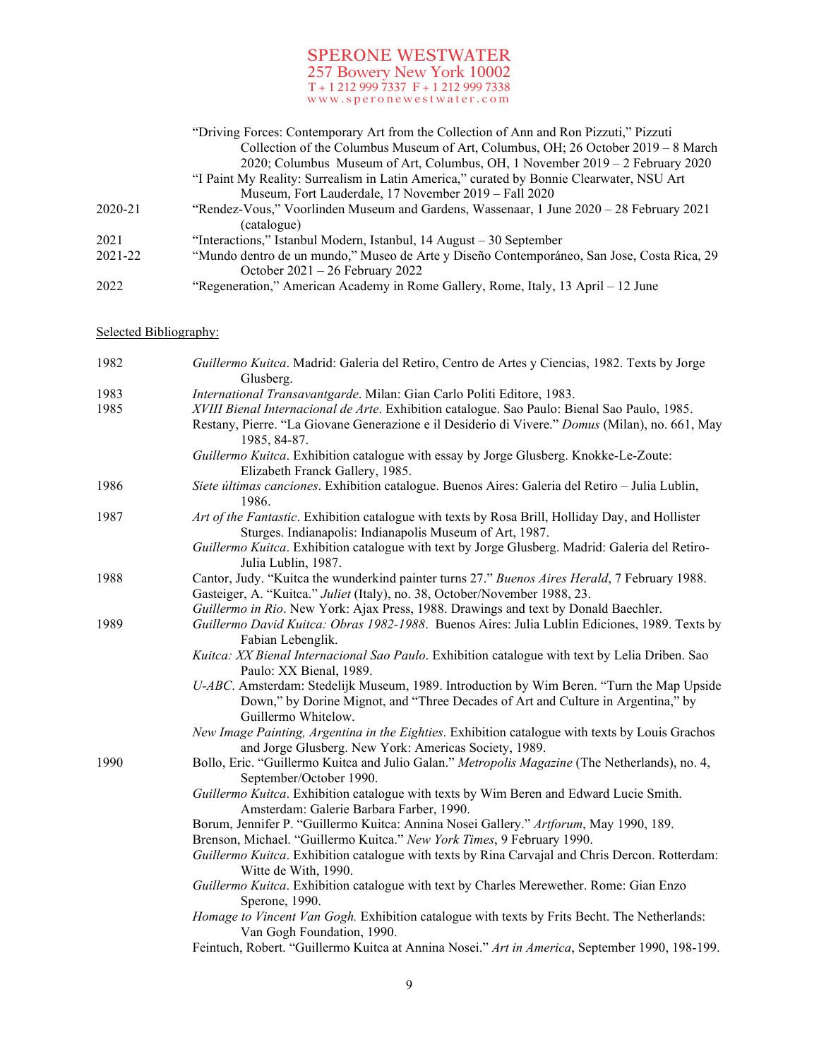| | |
|---|---|
| | "Driving Forces: Contemporary Art from the Collection of Ann and Ron Pizzuti," Pizzuti Collection of the Columbus Museum of Art, Columbus, OH; 26 October 2019 – 8 March 2020; Columbus Museum of Art, Columbus, OH, 1 November 2019 – 2 February 2020 |
| | "I Paint My Reality: Surrealism in Latin America," curated by Bonnie Clearwater, NSU Art Museum, Fort Lauderdale, 17 November 2019 – Fall 2020 |
| 2020-21 | "Rendez-Vous," Voorlinden Museum and Gardens, Wassenaar, 1 June 2020 – 28 February 2021 (catalogue) |
| 2021 | "Interactions," Istanbul Modern, Istanbul, 14 August – 30 September |
| 2021-22 | "Mundo dentro de un mundo," Museo de Arte y Diseño Contemporáneo, San Jose, Costa Rica, 29 October 2021 – 26 February 2022 |
| 2022 | "Regeneration," American Academy in Rome Gallery, Rome, Italy, 13 April – 12 June |

Selected Bibliography:

| | |
|---|---|
| 1982 | *Guillermo Kuitca*. Madrid: Galeria del Retiro, Centro de Artes y Ciencias, 1982. Texts by Jorge Glusberg. |
| 1983 | *International Transavantgarde*. Milan: Gian Carlo Politi Editore, 1983. |
| 1985 | *XVIII Bienal Internacional de Arte*. Exhibition catalogue. Sao Paulo: Bienal Sao Paulo, 1985. |
| | Restany, Pierre. "La Giovane Generazione e il Desiderio di Vivere." *Domus* (Milan), no. 661, May 1985, 84-87. |
| | *Guillermo Kuitca*. Exhibition catalogue with essay by Jorge Glusberg. Knokke-Le-Zoute: Elizabeth Franck Gallery, 1985. |
| 1986 | *Siete últimas canciones*. Exhibition catalogue. Buenos Aires: Galeria del Retiro – Julia Lublin, 1986. |
| 1987 | *Art of the Fantastic*. Exhibition catalogue with texts by Rosa Brill, Holliday Day, and Hollister Sturges. Indianapolis: Indianapolis Museum of Art, 1987. |
| | *Guillermo Kuitca*. Exhibition catalogue with text by Jorge Glusberg. Madrid: Galeria del Retiro-Julia Lublin, 1987. |
| 1988 | Cantor, Judy. "Kuitca the wunderkind painter turns 27." *Buenos Aires Herald*, 7 February 1988. |
| | Gasteiger, A. "Kuitca." *Juliet* (Italy), no. 38, October/November 1988, 23. |
| | *Guillermo in Rio*. New York: Ajax Press, 1988. Drawings and text by Donald Baechler. |
| 1989 | *Guillermo David Kuitca: Obras 1982-1988*. Buenos Aires: Julia Lublin Ediciones, 1989. Texts by Fabian Lebenglik. |
| | *Kuitca: XX Bienal Internacional Sao Paulo*. Exhibition catalogue with text by Lelia Driben. Sao Paulo: XX Bienal, 1989. |
| | *U-ABC*. Amsterdam: Stedelijk Museum, 1989. Introduction by Wim Beren. "Turn the Map Upside Down," by Dorine Mignot, and "Three Decades of Art and Culture in Argentina," by Guillermo Whitelow. |
| | *New Image Painting, Argentina in the Eighties*. Exhibition catalogue with texts by Louis Grachos and Jorge Glusberg. New York: Americas Society, 1989. |
| 1990 | Bollo, Eric. "Guillermo Kuitca and Julio Galan." *Metropolis Magazine* (The Netherlands), no. 4, September/October 1990. |
| | *Guillermo Kuitca*. Exhibition catalogue with texts by Wim Beren and Edward Lucie Smith. Amsterdam: Galerie Barbara Farber, 1990. |
| | Borum, Jennifer P. "Guillermo Kuitca: Annina Nosei Gallery." *Artforum*, May 1990, 189. |
| | Brenson, Michael. "Guillermo Kuitca." *New York Times*, 9 February 1990. |
| | *Guillermo Kuitca*. Exhibition catalogue with texts by Rina Carvajal and Chris Dercon. Rotterdam: Witte de With, 1990. |
| | *Guillermo Kuitca*. Exhibition catalogue with text by Charles Merewether. Rome: Gian Enzo Sperone, 1990. |
| | *Homage to Vincent Van Gogh.* Exhibition catalogue with texts by Frits Becht. The Netherlands: Van Gogh Foundation, 1990. |
| | Feintuch, Robert. "Guillermo Kuitca at Annina Nosei." *Art in America*, September 1990, 198-199. |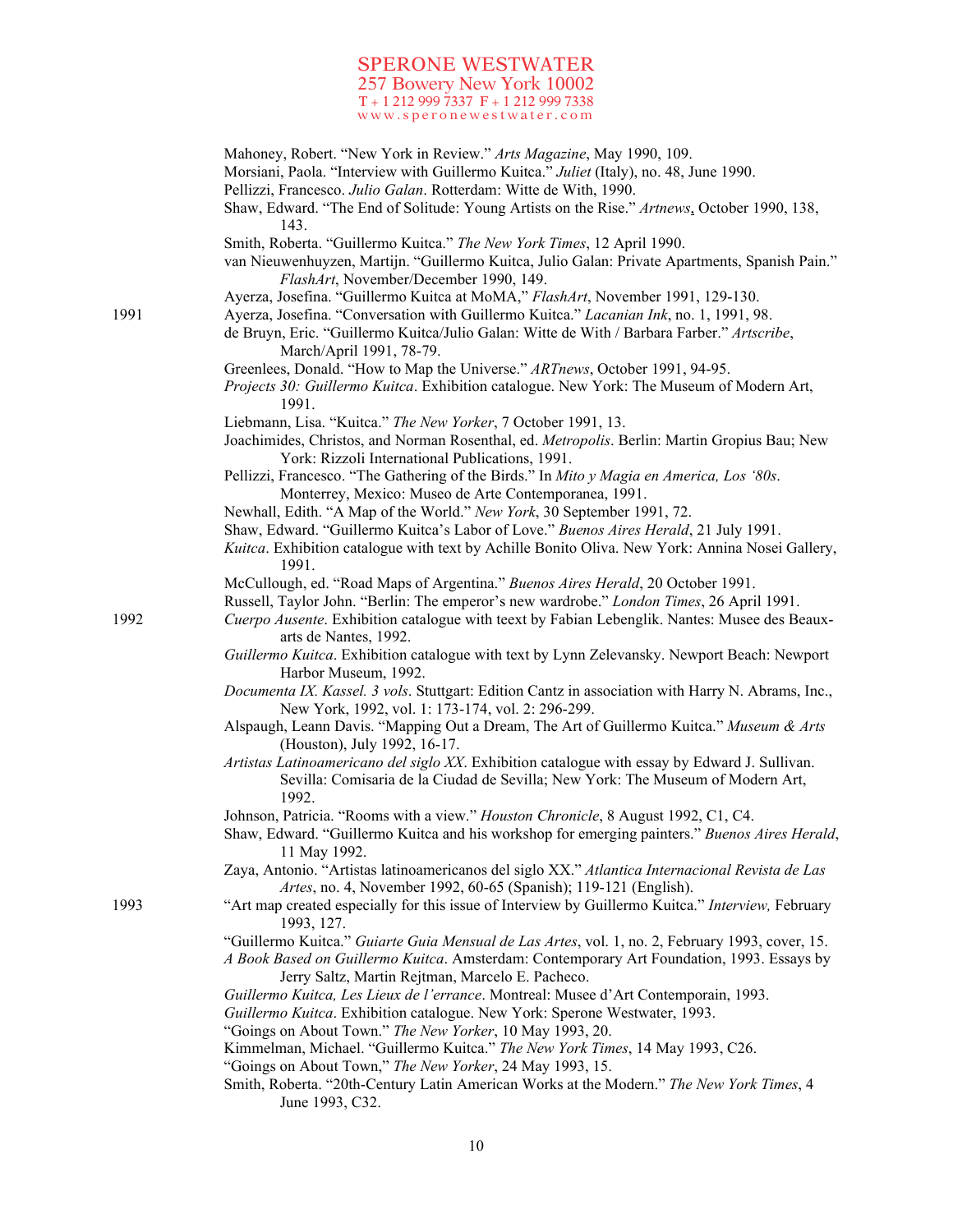Mahoney, Robert. "New York in Review." *Arts Magazine*, May 1990, 109.
Morsiani, Paola. "Interview with Guillermo Kuitca." *Juliet* (Italy), no. 48, June 1990.
Pellizzi, Francesco. *Julio Galan*. Rotterdam: Witte de With, 1990.
Shaw, Edward. "The End of Solitude: Young Artists on the Rise." *Artnews*, October 1990, 138, 143.
Smith, Roberta. "Guillermo Kuitca." *The New York Times*, 12 April 1990.
van Nieuwenhuyzen, Martijn. "Guillermo Kuitca, Julio Galan: Private Apartments, Spanish Pain." *FlashArt*, November/December 1990, 149.
Ayerza, Josefina. "Guillermo Kuitca at MoMA," *FlashArt*, November 1991, 129-130.

1991
Ayerza, Josefina. "Conversation with Guillermo Kuitca." *Lacanian Ink*, no. 1, 1991, 98.
de Bruyn, Eric. "Guillermo Kuitca/Julio Galan: Witte de With / Barbara Farber." *Artscribe*, March/April 1991, 78-79.
Greenlees, Donald. "How to Map the Universe." *ARTnews*, October 1991, 94-95.
*Projects 30: Guillermo Kuitca*. Exhibition catalogue. New York: The Museum of Modern Art, 1991.
Liebmann, Lisa. "Kuitca." *The New Yorker*, 7 October 1991, 13.
Joachimides, Christos, and Norman Rosenthal, ed. *Metropolis*. Berlin: Martin Gropius Bau; New York: Rizzoli International Publications, 1991.
Pellizzi, Francesco. "The Gathering of the Birds." In *Mito y Magia en America, Los '80s*. Monterrey, Mexico: Museo de Arte Contemporanea, 1991.
Newhall, Edith. "A Map of the World." *New York*, 30 September 1991, 72.
Shaw, Edward. "Guillermo Kuitca's Labor of Love." *Buenos Aires Herald*, 21 July 1991.
*Kuitca*. Exhibition catalogue with text by Achille Bonito Oliva. New York: Annina Nosei Gallery, 1991.
McCullough, ed. "Road Maps of Argentina." *Buenos Aires Herald*, 20 October 1991.
Russell, Taylor John. "Berlin: The emperor's new wardrobe." *London Times*, 26 April 1991.

1992
*Cuerpo Ausente*. Exhibition catalogue with teext by Fabian Lebenglik. Nantes: Musee des Beaux-arts de Nantes, 1992.
*Guillermo Kuitca*. Exhibition catalogue with text by Lynn Zelevansky. Newport Beach: Newport Harbor Museum, 1992.
*Documenta IX. Kassel. 3 vols*. Stuttgart: Edition Cantz in association with Harry N. Abrams, Inc., New York, 1992, vol. 1: 173-174, vol. 2: 296-299.
Alspaugh, Leann Davis. "Mapping Out a Dream, The Art of Guillermo Kuitca." *Museum & Arts* (Houston), July 1992, 16-17.
*Artistas Latinoamericano del siglo XX*. Exhibition catalogue with essay by Edward J. Sullivan. Sevilla: Comisaria de la Ciudad de Sevilla; New York: The Museum of Modern Art, 1992.
Johnson, Patricia. "Rooms with a view." *Houston Chronicle*, 8 August 1992, C1, C4.
Shaw, Edward. "Guillermo Kuitca and his workshop for emerging painters." *Buenos Aires Herald*, 11 May 1992.
Zaya, Antonio. "Artistas latinoamericanos del siglo XX." *Atlantica Internacional Revista de Las Artes*, no. 4, November 1992, 60-65 (Spanish); 119-121 (English).

1993
"Art map created especially for this issue of Interview by Guillermo Kuitca." *Interview,* February 1993, 127.
"Guillermo Kuitca." *Guiarte Guia Mensual de Las Artes*, vol. 1, no. 2, February 1993, cover, 15.
*A Book Based on Guillermo Kuitca*. Amsterdam: Contemporary Art Foundation, 1993. Essays by Jerry Saltz, Martin Rejtman, Marcelo E. Pacheco.
*Guillermo Kuitca, Les Lieux de l'errance*. Montreal: Musee d'Art Contemporain, 1993.
*Guillermo Kuitca*. Exhibition catalogue. New York: Sperone Westwater, 1993.
"Goings on About Town." *The New Yorker*, 10 May 1993, 20.
Kimmelman, Michael. "Guillermo Kuitca." *The New York Times*, 14 May 1993, C26.
"Goings on About Town," *The New Yorker*, 24 May 1993, 15.
Smith, Roberta. "20th-Century Latin American Works at the Modern." *The New York Times*, 4 June 1993, C32.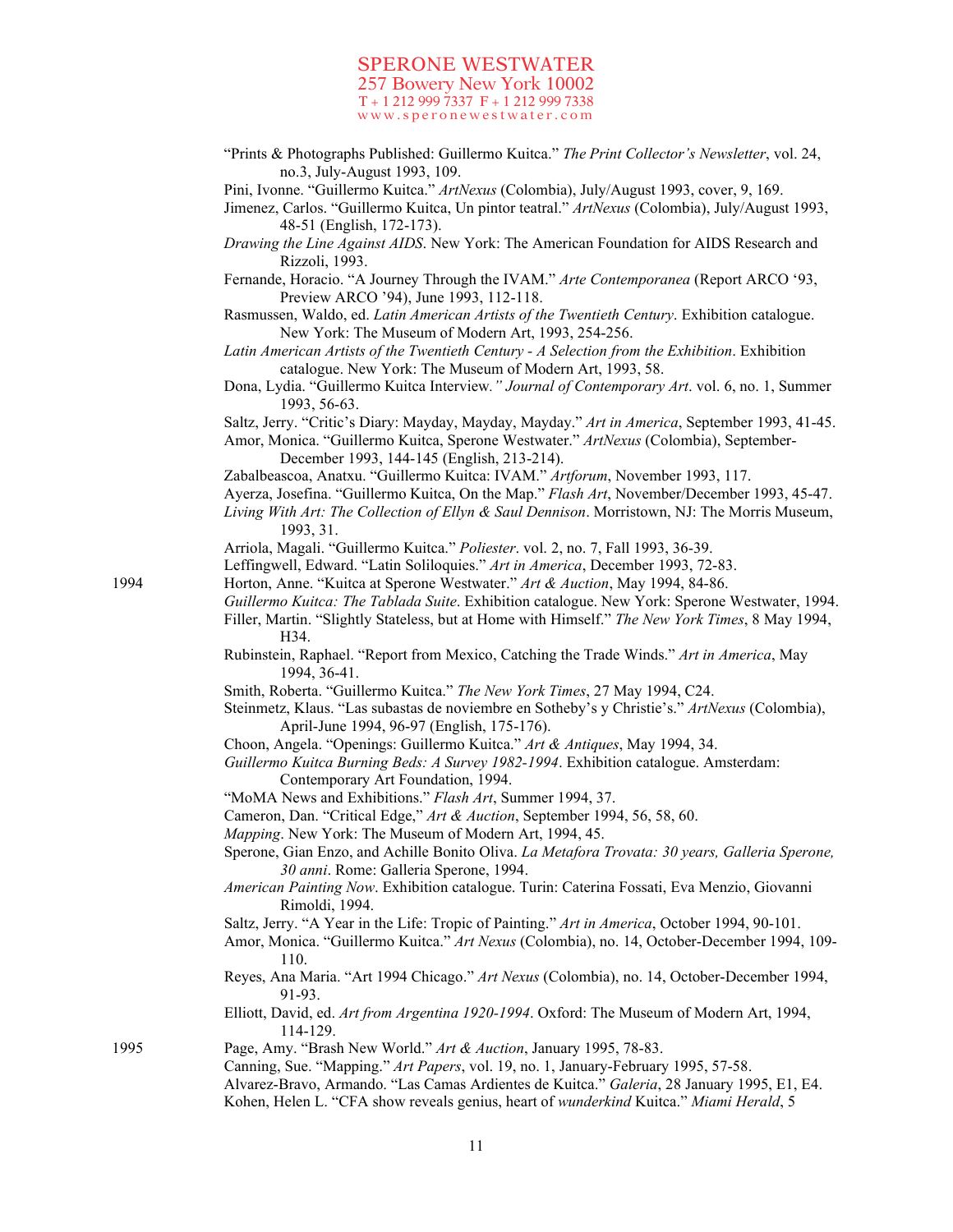"Prints & Photographs Published: Guillermo Kuitca." *The Print Collector's Newsletter*, vol. 24, no.3, July-August 1993, 109.

Pini, Ivonne. "Guillermo Kuitca." *ArtNexus* (Colombia), July/August 1993, cover, 9, 169.

Jimenez, Carlos. "Guillermo Kuitca, Un pintor teatral." *ArtNexus* (Colombia), July/August 1993, 48-51 (English, 172-173).

*Drawing the Line Against AIDS*. New York: The American Foundation for AIDS Research and Rizzoli, 1993.

Fernande, Horacio. "A Journey Through the IVAM." *Arte Contemporanea* (Report ARCO '93, Preview ARCO '94), June 1993, 112-118.

Rasmussen, Waldo, ed. *Latin American Artists of the Twentieth Century*. Exhibition catalogue. New York: The Museum of Modern Art, 1993, 254-256.

*Latin American Artists of the Twentieth Century - A Selection from the Exhibition*. Exhibition catalogue. New York: The Museum of Modern Art, 1993, 58.

Dona, Lydia. "Guillermo Kuitca Interview." *Journal of Contemporary Art*. vol. 6, no. 1, Summer 1993, 56-63.

Saltz, Jerry. "Critic's Diary: Mayday, Mayday, Mayday." *Art in America*, September 1993, 41-45.

Amor, Monica. "Guillermo Kuitca, Sperone Westwater." *ArtNexus* (Colombia), September-December 1993, 144-145 (English, 213-214).

Zabalbeascoa, Anatxu. "Guillermo Kuitca: IVAM." *Artforum*, November 1993, 117.

Ayerza, Josefina. "Guillermo Kuitca, On the Map." *Flash Art*, November/December 1993, 45-47.

*Living With Art: The Collection of Ellyn & Saul Dennison*. Morristown, NJ: The Morris Museum, 1993, 31.

Arriola, Magali. "Guillermo Kuitca." *Poliester*. vol. 2, no. 7, Fall 1993, 36-39.

Leffingwell, Edward. "Latin Soliloquies." *Art in America*, December 1993, 72-83.

1994

Horton, Anne. "Kuitca at Sperone Westwater." *Art & Auction*, May 1994, 84-86.

*Guillermo Kuitca: The Tablada Suite*. Exhibition catalogue. New York: Sperone Westwater, 1994.

Filler, Martin. "Slightly Stateless, but at Home with Himself." *The New York Times*, 8 May 1994, H34.

Rubinstein, Raphael. "Report from Mexico, Catching the Trade Winds." *Art in America*, May 1994, 36-41.

Smith, Roberta. "Guillermo Kuitca." *The New York Times*, 27 May 1994, C24.

Steinmetz, Klaus. "Las subastas de noviembre en Sotheby's y Christie's." *ArtNexus* (Colombia), April-June 1994, 96-97 (English, 175-176).

Choon, Angela. "Openings: Guillermo Kuitca." *Art & Antiques*, May 1994, 34.

*Guillermo Kuitca Burning Beds: A Survey 1982-1994*. Exhibition catalogue. Amsterdam: Contemporary Art Foundation, 1994.

"MoMA News and Exhibitions." *Flash Art*, Summer 1994, 37.

Cameron, Dan. "Critical Edge," *Art & Auction*, September 1994, 56, 58, 60.

*Mapping*. New York: The Museum of Modern Art, 1994, 45.

Sperone, Gian Enzo, and Achille Bonito Oliva. *La Metafora Trovata: 30 years, Galleria Sperone, 30 anni*. Rome: Galleria Sperone, 1994.

*American Painting Now*. Exhibition catalogue. Turin: Caterina Fossati, Eva Menzio, Giovanni Rimoldi, 1994.

Saltz, Jerry. "A Year in the Life: Tropic of Painting." *Art in America*, October 1994, 90-101.

Amor, Monica. "Guillermo Kuitca." *Art Nexus* (Colombia), no. 14, October-December 1994, 109-110.

Reyes, Ana Maria. "Art 1994 Chicago." *Art Nexus* (Colombia), no. 14, October-December 1994, 91-93.

Elliott, David, ed. *Art from Argentina 1920-1994*. Oxford: The Museum of Modern Art, 1994, 114-129.

1995

Page, Amy. "Brash New World." *Art & Auction*, January 1995, 78-83.

Canning, Sue. "Mapping." *Art Papers*, vol. 19, no. 1, January-February 1995, 57-58.

Alvarez-Bravo, Armando. "Las Camas Ardientes de Kuitca." *Galeria*, 28 January 1995, E1, E4.

Kohen, Helen L. "CFA show reveals genius, heart of *wunderkind* Kuitca." *Miami Herald*, 5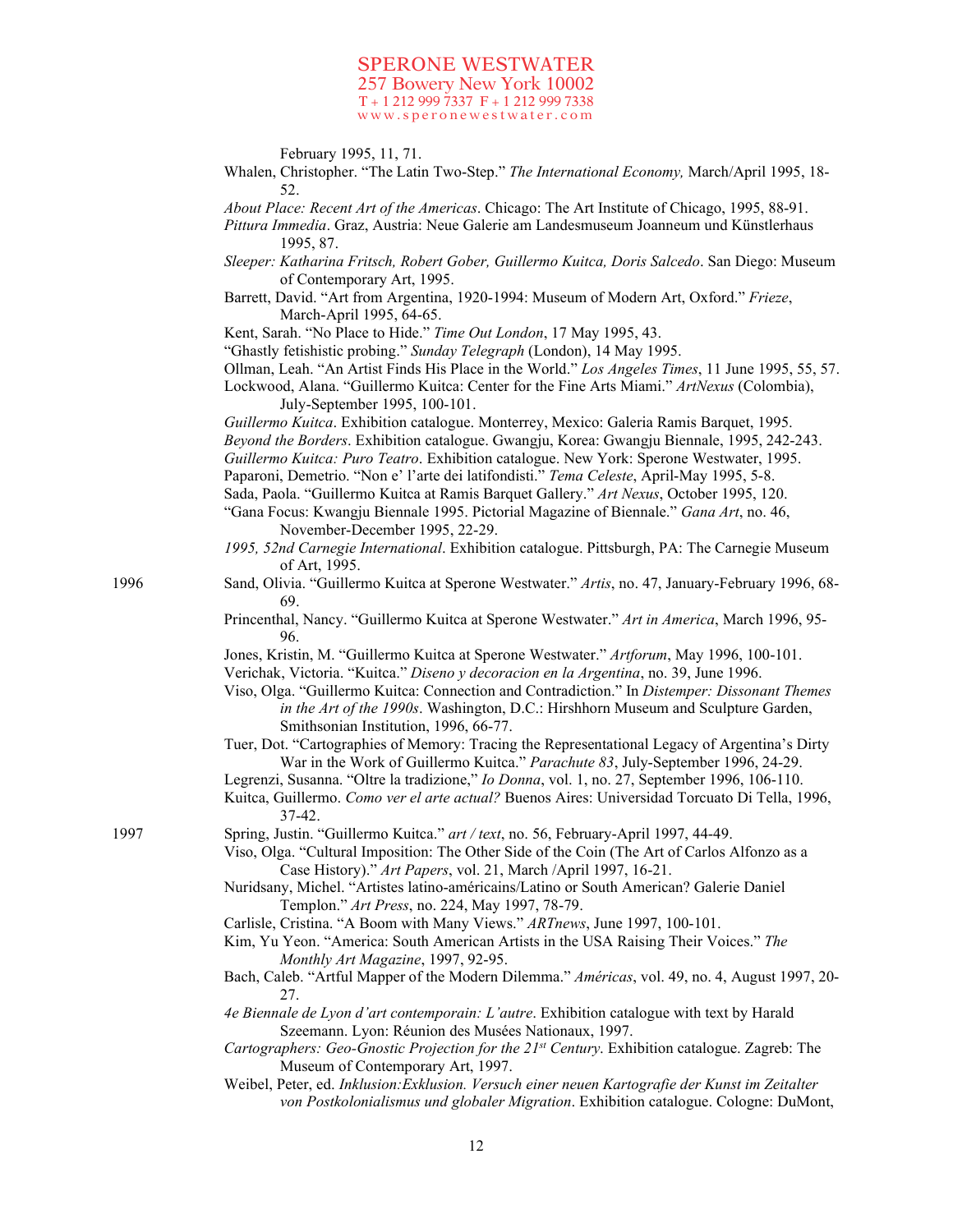February 1995, 11, 71.

Whalen, Christopher. “The Latin Two-Step.” *The International Economy,* March/April 1995, 18-52.

*About Place: Recent Art of the Americas*. Chicago: The Art Institute of Chicago, 1995, 88-91.

*Pittura Immedia*. Graz, Austria: Neue Galerie am Landesmuseum Joanneum und Künstlerhaus 1995, 87.

*Sleeper: Katharina Fritsch, Robert Gober, Guillermo Kuitca, Doris Salcedo*. San Diego: Museum of Contemporary Art, 1995.

Barrett, David. “Art from Argentina, 1920-1994: Museum of Modern Art, Oxford.” *Frieze*, March-April 1995, 64-65.

Kent, Sarah. “No Place to Hide.” *Time Out London*, 17 May 1995, 43.

“Ghastly fetishistic probing.” *Sunday Telegraph* (London), 14 May 1995.

Ollman, Leah. “An Artist Finds His Place in the World.” *Los Angeles Times*, 11 June 1995, 55, 57.

Lockwood, Alana. “Guillermo Kuitca: Center for the Fine Arts Miami.” *ArtNexus* (Colombia), July-September 1995, 100-101.

*Guillermo Kuitca*. Exhibition catalogue. Monterrey, Mexico: Galeria Ramis Barquet, 1995.

*Beyond the Borders*. Exhibition catalogue. Gwangju, Korea: Gwangju Biennale, 1995, 242-243.

*Guillermo Kuitca: Puro Teatro*. Exhibition catalogue. New York: Sperone Westwater, 1995.

Paparoni, Demetrio. “Non e’ l’arte dei latifondisti.” *Tema Celeste*, April-May 1995, 5-8.

Sada, Paola. “Guillermo Kuitca at Ramis Barquet Gallery.” *Art Nexus*, October 1995, 120.

“Gana Focus: Kwangju Biennale 1995. Pictorial Magazine of Biennale.” *Gana Art*, no. 46, November-December 1995, 22-29.

*1995, 52nd Carnegie International*. Exhibition catalogue. Pittsburgh, PA: The Carnegie Museum of Art, 1995.

1996

Sand, Olivia. “Guillermo Kuitca at Sperone Westwater.” *Artis*, no. 47, January-February 1996, 68-69.

Princenthal, Nancy. “Guillermo Kuitca at Sperone Westwater.” *Art in America*, March 1996, 95-96.

Jones, Kristin, M. “Guillermo Kuitca at Sperone Westwater.” *Artforum*, May 1996, 100-101.

Verichak, Victoria. “Kuitca.” *Diseno y decoracion en la Argentina*, no. 39, June 1996.

Viso, Olga. “Guillermo Kuitca: Connection and Contradiction.” In *Distemper: Dissonant Themes in the Art of the 1990s*. Washington, D.C.: Hirshhorn Museum and Sculpture Garden, Smithsonian Institution, 1996, 66-77.

Tuer, Dot. “Cartographies of Memory: Tracing the Representational Legacy of Argentina’s Dirty War in the Work of Guillermo Kuitca.” *Parachute 83*, July-September 1996, 24-29.

Legrenzi, Susanna. “Oltre la tradizione,” *Io Donna*, vol. 1, no. 27, September 1996, 106-110.

Kuitca, Guillermo. *Como ver el arte actual?* Buenos Aires: Universidad Torcuato Di Tella, 1996, 37-42.

1997

Spring, Justin. “Guillermo Kuitca.” *art / text*, no. 56, February-April 1997, 44-49.

Viso, Olga. “Cultural Imposition: The Other Side of the Coin (The Art of Carlos Alfonzo as a Case History).” *Art Papers*, vol. 21, March /April 1997, 16-21.

Nuridsany, Michel. “Artistes latino-américains/Latino or South American? Galerie Daniel Templon.” *Art Press*, no. 224, May 1997, 78-79.

Carlisle, Cristina. “A Boom with Many Views.” *ARTnews*, June 1997, 100-101.

Kim, Yu Yeon. “America: South American Artists in the USA Raising Their Voices.” *The Monthly Art Magazine*, 1997, 92-95.

Bach, Caleb. “Artful Mapper of the Modern Dilemma.” *Américas*, vol. 49, no. 4, August 1997, 20-27.

*4e Biennale de Lyon d’art contemporain: L’autre*. Exhibition catalogue with text by Harald Szeemann. Lyon: Réunion des Musées Nationaux, 1997.

*Cartographers: Geo-Gnostic Projection for the 21st Century*. Exhibition catalogue. Zagreb: The Museum of Contemporary Art, 1997.

Weibel, Peter, ed. *Inklusion:Exklusion. Versuch einer neuen Kartografie der Kunst im Zeitalter von Postkolonialismus und globaler Migration*. Exhibition catalogue. Cologne: DuMont,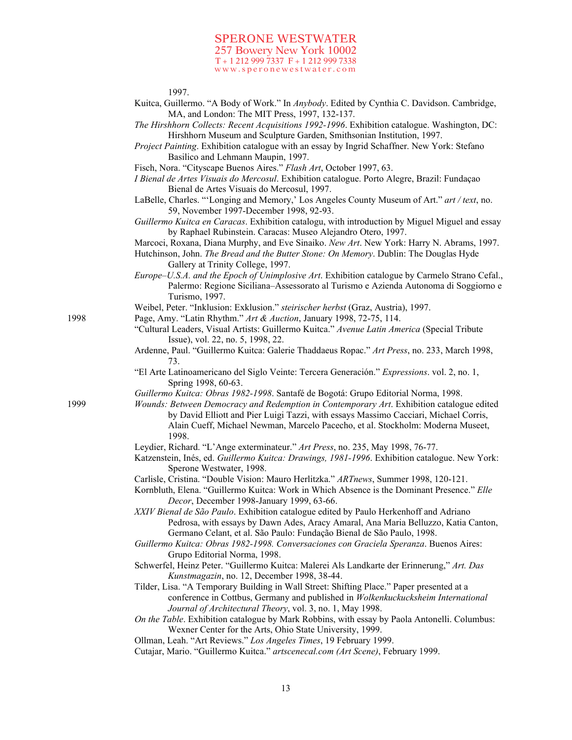1997.

Kuitca, Guillermo. "A Body of Work." In *Anybody*. Edited by Cynthia C. Davidson. Cambridge, MA, and London: The MIT Press, 1997, 132-137.

*The Hirshhorn Collects: Recent Acquisitions 1992-1996*. Exhibition catalogue. Washington, DC: Hirshhorn Museum and Sculpture Garden, Smithsonian Institution, 1997.

*Project Painting*. Exhibition catalogue with an essay by Ingrid Schaffner. New York: Stefano Basilico and Lehmann Maupin, 1997.

Fisch, Nora. "Cityscape Buenos Aires." *Flash Art*, October 1997, 63.

*I Bienal de Artes Visuais do Mercosul*. Exhibition catalogue. Porto Alegre, Brazil: Fundaçao Bienal de Artes Visuais do Mercosul, 1997.

LaBelle, Charles. "'Longing and Memory,' Los Angeles County Museum of Art." *art / text*, no. 59, November 1997-December 1998, 92-93.

*Guillermo Kuitca en Caracas*. Exhibition catalogu, with introduction by Miguel Miguel and essay by Raphael Rubinstein. Caracas: Museo Alejandro Otero, 1997.

Marcoci, Roxana, Diana Murphy, and Eve Sinaiko. *New Art*. New York: Harry N. Abrams, 1997.

Hutchinson, John. *The Bread and the Butter Stone: On Memory*. Dublin: The Douglas Hyde Gallery at Trinity College, 1997.

*Europe–U.S.A. and the Epoch of Unimplosive Art*. Exhibition catalogue by Carmelo Strano Cefal., Palermo: Regione Siciliana–Assessorato al Turismo e Azienda Autonoma di Soggiorno e Turismo, 1997.

Weibel, Peter. "Inklusion: Exklusion." *steirischer herbst* (Graz, Austria), 1997.

1998

Page, Amy. "Latin Rhythm." *Art & Auction*, January 1998, 72-75, 114.

"Cultural Leaders, Visual Artists: Guillermo Kuitca." *Avenue Latin America* (Special Tribute Issue), vol. 22, no. 5, 1998, 22.

Ardenne, Paul. "Guillermo Kuitca: Galerie Thaddaeus Ropac." *Art Press*, no. 233, March 1998, 73.

"El Arte Latinoamericano del Siglo Veinte: Tercera Generación." *Expressions*. vol. 2, no. 1, Spring 1998, 60-63.

*Guillermo Kuitca: Obras 1982-1998*. Santafé de Bogotá: Grupo Editorial Norma, 1998.

1999

*Wounds: Between Democracy and Redemption in Contemporary Art*. Exhibition catalogue edited by David Elliott and Pier Luigi Tazzi, with essays Massimo Cacciari, Michael Corris, Alain Cueff, Michael Newman, Marcelo Pacecho, et al. Stockholm: Moderna Museet, 1998.

Leydier, Richard. "L'Ange exterminateur." *Art Press*, no. 235, May 1998, 76-77.

Katzenstein, Inés, ed. *Guillermo Kuitca: Drawings, 1981-1996*. Exhibition catalogue. New York: Sperone Westwater, 1998.

Carlisle, Cristina. "Double Vision: Mauro Herlitzka." *ARTnews*, Summer 1998, 120-121.

Kornbluth, Elena. "Guillermo Kuitca: Work in Which Absence is the Dominant Presence." *Elle Decor*, December 1998-January 1999, 63-66.

*XXIV Bienal de São Paulo*. Exhibition catalogue edited by Paulo Herkenhoff and Adriano Pedrosa, with essays by Dawn Ades, Aracy Amaral, Ana Maria Belluzzo, Katia Canton, Germano Celant, et al. São Paulo: Fundação Bienal de São Paulo, 1998.

*Guillermo Kuitca: Obras 1982-1998. Conversaciones con Graciela Speranza*. Buenos Aires: Grupo Editorial Norma, 1998.

Schwerfel, Heinz Peter. "Guillermo Kuitca: Malerei Als Landkarte der Erinnerung," *Art. Das Kunstmagazin*, no. 12, December 1998, 38-44.

Tilder, Lisa. "A Temporary Building in Wall Street: Shifting Place." Paper presented at a conference in Cottbus, Germany and published in *Wolkenkuckucksheim International Journal of Architectural Theory*, vol. 3, no. 1, May 1998.

*On the Table*. Exhibition catalogue by Mark Robbins, with essay by Paola Antonelli. Columbus: Wexner Center for the Arts, Ohio State University, 1999.

Ollman, Leah. "Art Reviews." *Los Angeles Times*, 19 February 1999.

Cutajar, Mario. "Guillermo Kuitca." *artscenecal.com (Art Scene)*, February 1999.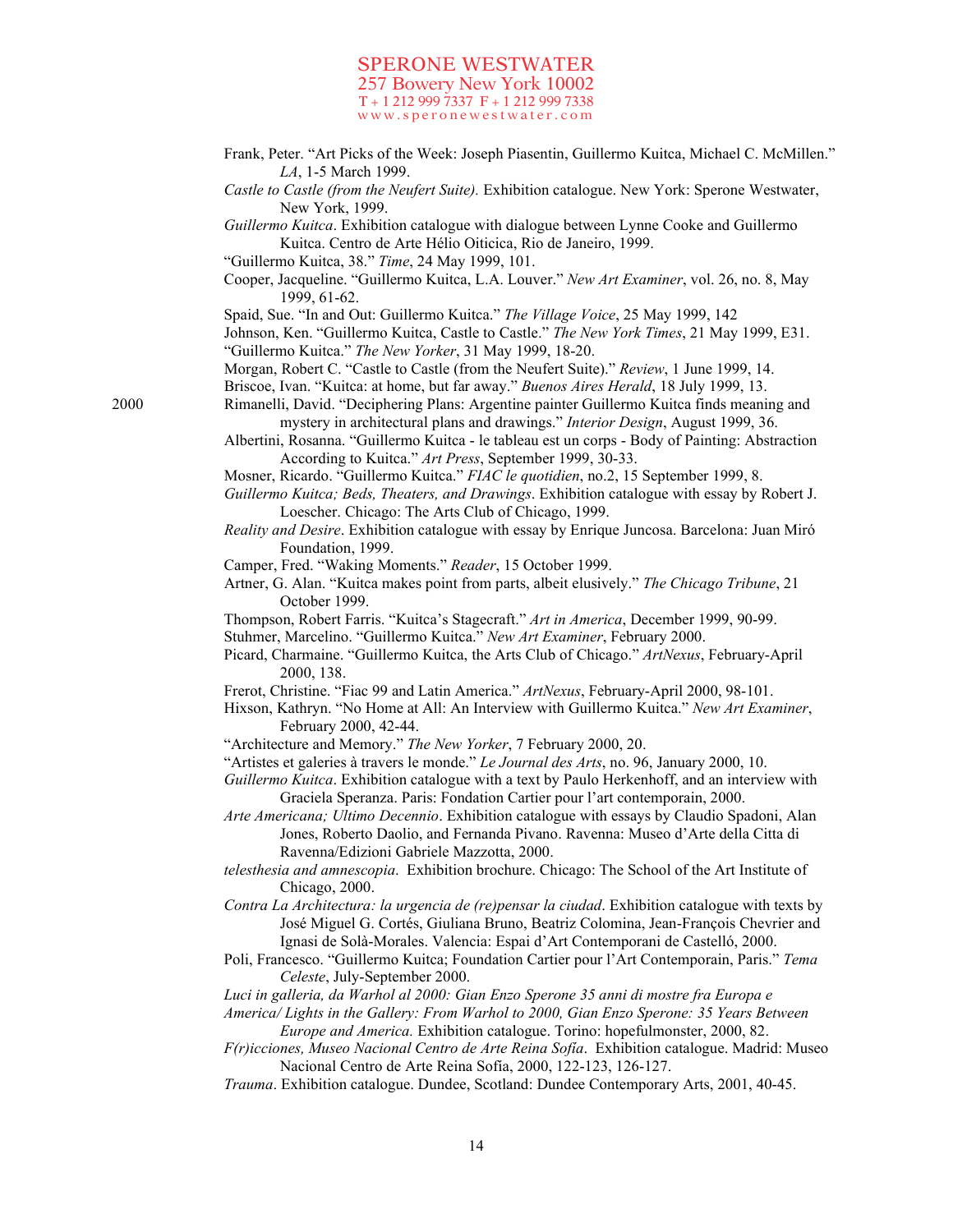Frank, Peter. “Art Picks of the Week: Joseph Piasentin, Guillermo Kuitca, Michael C. McMillen.” *LA*, 1-5 March 1999.

*Castle to Castle (from the Neufert Suite).* Exhibition catalogue. New York: Sperone Westwater, New York, 1999.

*Guillermo Kuitca*. Exhibition catalogue with dialogue between Lynne Cooke and Guillermo Kuitca. Centro de Arte Hélio Oiticica, Rio de Janeiro, 1999.

“Guillermo Kuitca, 38.” *Time*, 24 May 1999, 101.

Cooper, Jacqueline. “Guillermo Kuitca, L.A. Louver.” *New Art Examiner*, vol. 26, no. 8, May 1999, 61-62.

Spaid, Sue. “In and Out: Guillermo Kuitca.” *The Village Voice*, 25 May 1999, 142

Johnson, Ken. “Guillermo Kuitca, Castle to Castle.” *The New York Times*, 21 May 1999, E31.

“Guillermo Kuitca.” *The New Yorker*, 31 May 1999, 18-20.

Morgan, Robert C. “Castle to Castle (from the Neufert Suite).” *Review*, 1 June 1999, 14.

Briscoe, Ivan. “Kuitca: at home, but far away.” *Buenos Aires Herald*, 18 July 1999, 13.

**2000**

Rimanelli, David. “Deciphering Plans: Argentine painter Guillermo Kuitca finds meaning and mystery in architectural plans and drawings.” *Interior Design*, August 1999, 36.

Albertini, Rosanna. “Guillermo Kuitca - le tableau est un corps - Body of Painting: Abstraction According to Kuitca.” *Art Press*, September 1999, 30-33.

Mosner, Ricardo. “Guillermo Kuitca.” *FIAC le quotidien*, no.2, 15 September 1999, 8.

*Guillermo Kuitca; Beds, Theaters, and Drawings*. Exhibition catalogue with essay by Robert J. Loescher. Chicago: The Arts Club of Chicago, 1999.

*Reality and Desire*. Exhibition catalogue with essay by Enrique Juncosa. Barcelona: Juan Miró Foundation, 1999.

Camper, Fred. “Waking Moments.” *Reader*, 15 October 1999.

Artner, G. Alan. “Kuitca makes point from parts, albeit elusively.” *The Chicago Tribune*, 21 October 1999.

Thompson, Robert Farris. “Kuitca’s Stagecraft.” *Art in America*, December 1999, 90-99.

Stuhmer, Marcelino. “Guillermo Kuitca.” *New Art Examiner*, February 2000.

Picard, Charmaine. “Guillermo Kuitca, the Arts Club of Chicago.” *ArtNexus*, February-April 2000, 138.

Frerot, Christine. “Fiac 99 and Latin America.” *ArtNexus*, February-April 2000, 98-101.

Hixson, Kathryn. “No Home at All: An Interview with Guillermo Kuitca.” *New Art Examiner*, February 2000, 42-44.

“Architecture and Memory.” *The New Yorker*, 7 February 2000, 20.

“Artistes et galeries à travers le monde.” *Le Journal des Arts*, no. 96, January 2000, 10.

*Guillermo Kuitca*. Exhibition catalogue with a text by Paulo Herkenhoff, and an interview with Graciela Speranza. Paris: Fondation Cartier pour l’art contemporain, 2000.

*Arte Americana; Ultimo Decennio*. Exhibition catalogue with essays by Claudio Spadoni, Alan Jones, Roberto Daolio, and Fernanda Pivano. Ravenna: Museo d’Arte della Citta di Ravenna/Edizioni Gabriele Mazzotta, 2000.

*telesthesia and amnescopia*. Exhibition brochure. Chicago: The School of the Art Institute of Chicago, 2000.

*Contra La Architectura: la urgencia de (re)pensar la ciudad*. Exhibition catalogue with texts by José Miguel G. Cortés, Giuliana Bruno, Beatriz Colomina, Jean-François Chevrier and Ignasi de Solà-Morales. Valencia: Espai d’Art Contemporani de Castelló, 2000.

Poli, Francesco. “Guillermo Kuitca; Foundation Cartier pour l’Art Contemporain, Paris.” *Tema Celeste*, July-September 2000.

*Luci in galleria, da Warhol al 2000: Gian Enzo Sperone 35 anni di mostre fra Europa e America/ Lights in the Gallery: From Warhol to 2000, Gian Enzo Sperone: 35 Years Between Europe and America.* Exhibition catalogue. Torino: hopefulmonster, 2000, 82.

*F(r)icciones, Museo Nacional Centro de Arte Reina Sofía*. Exhibition catalogue. Madrid: Museo Nacional Centro de Arte Reina Sofía, 2000, 122-123, 126-127.

*Trauma*. Exhibition catalogue. Dundee, Scotland: Dundee Contemporary Arts, 2001, 40-45.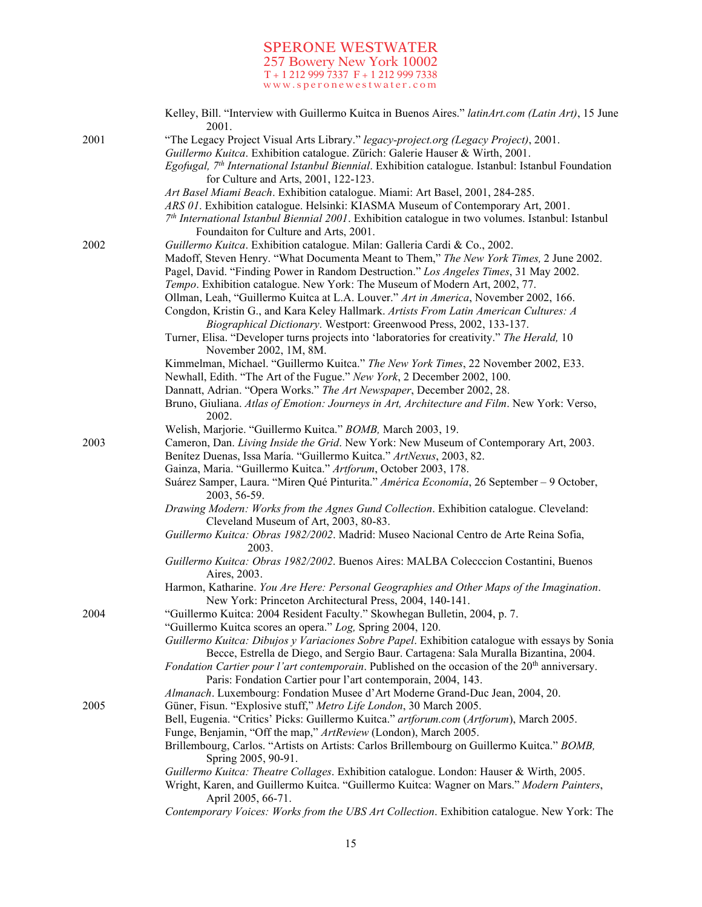Kelley, Bill. "Interview with Guillermo Kuitca in Buenos Aires." *latinArt.com (Latin Art)*, 15 June 2001.

**2001**

"The Legacy Project Visual Arts Library." *legacy-project.org (Legacy Project)*, 2001.

*Guillermo Kuitca*. Exhibition catalogue. Zürich: Galerie Hauser & Wirth, 2001.

*Egofugal, 7th International Istanbul Biennial*. Exhibition catalogue. Istanbul: Istanbul Foundation for Culture and Arts, 2001, 122-123.

*Art Basel Miami Beach*. Exhibition catalogue. Miami: Art Basel, 2001, 284-285.

*ARS 01*. Exhibition catalogue. Helsinki: KIASMA Museum of Contemporary Art, 2001.

*7th International Istanbul Biennial 2001*. Exhibition catalogue in two volumes. Istanbul: Istanbul Foundaiton for Culture and Arts, 2001.

**2002**

*Guillermo Kuitca*. Exhibition catalogue. Milan: Galleria Cardi & Co., 2002.

Madoff, Steven Henry. "What Documenta Meant to Them," *The New York Times,* 2 June 2002.

Pagel, David. "Finding Power in Random Destruction." *Los Angeles Times*, 31 May 2002.

*Tempo*. Exhibition catalogue. New York: The Museum of Modern Art, 2002, 77.

Ollman, Leah, "Guillermo Kuitca at L.A. Louver." *Art in America*, November 2002, 166.

Congdon, Kristin G., and Kara Keley Hallmark. *Artists From Latin American Cultures: A Biographical Dictionary*. Westport: Greenwood Press, 2002, 133-137.

Turner, Elisa. "Developer turns projects into 'laboratories for creativity." *The Herald,* 10 November 2002, 1M, 8M.

Kimmelman, Michael. "Guillermo Kuitca." *The New York Times*, 22 November 2002, E33.

Newhall, Edith. "The Art of the Fugue." *New York*, 2 December 2002, 100.

Dannatt, Adrian. "Opera Works." *The Art Newspaper*, December 2002, 28.

Bruno, Giuliana. *Atlas of Emotion: Journeys in Art, Architecture and Film*. New York: Verso, 2002.

Welish, Marjorie. "Guillermo Kuitca." *BOMB,* March 2003, 19.

**2003**

Cameron, Dan. *Living Inside the Grid*. New York: New Museum of Contemporary Art, 2003.

Benítez Duenas, Issa María. "Guillermo Kuitca." *ArtNexus*, 2003, 82.

Gainza, Maria. "Guillermo Kuitca." *Artforum*, October 2003, 178.

Suárez Samper, Laura. "Miren Qué Pinturita." *América Economía*, 26 September – 9 October, 2003, 56-59.

*Drawing Modern: Works from the Agnes Gund Collection*. Exhibition catalogue. Cleveland: Cleveland Museum of Art, 2003, 80-83.

*Guillermo Kuitca: Obras 1982/2002*. Madrid: Museo Nacional Centro de Arte Reina Sofia, 2003.

*Guillermo Kuitca: Obras 1982/2002*. Buenos Aires: MALBA Colecccion Costantini, Buenos Aires, 2003.

Harmon, Katharine. *You Are Here: Personal Geographies and Other Maps of the Imagination*. New York: Princeton Architectural Press, 2004, 140-141.

**2004**

"Guillermo Kuitca: 2004 Resident Faculty." Skowhegan Bulletin, 2004, p. 7.

"Guillermo Kuitca scores an opera." *Log,* Spring 2004, 120.

*Guillermo Kuitca: Dibujos y Variaciones Sobre Papel*. Exhibition catalogue with essays by Sonia Becce, Estrella de Diego, and Sergio Baur. Cartagena: Sala Muralla Bizantina, 2004.

*Fondation Cartier pour l'art contemporain*. Published on the occasion of the 20th anniversary. Paris: Fondation Cartier pour l'art contemporain, 2004, 143.

*Almanach*. Luxembourg: Fondation Musee d'Art Moderne Grand-Duc Jean, 2004, 20.

**2005**

Güner, Fisun. "Explosive stuff," *Metro Life London*, 30 March 2005.

Bell, Eugenia. "Critics' Picks: Guillermo Kuitca." *artforum.com* (*Artforum*), March 2005.

Funge, Benjamin, "Off the map," *ArtReview* (London), March 2005.

Brillembourg, Carlos. "Artists on Artists: Carlos Brillembourg on Guillermo Kuitca." *BOMB,* Spring 2005, 90-91.

*Guillermo Kuitca: Theatre Collages*. Exhibition catalogue. London: Hauser & Wirth, 2005.

Wright, Karen, and Guillermo Kuitca. "Guillermo Kuitca: Wagner on Mars." *Modern Painters*, April 2005, 66-71.

*Contemporary Voices: Works from the UBS Art Collection*. Exhibition catalogue. New York: The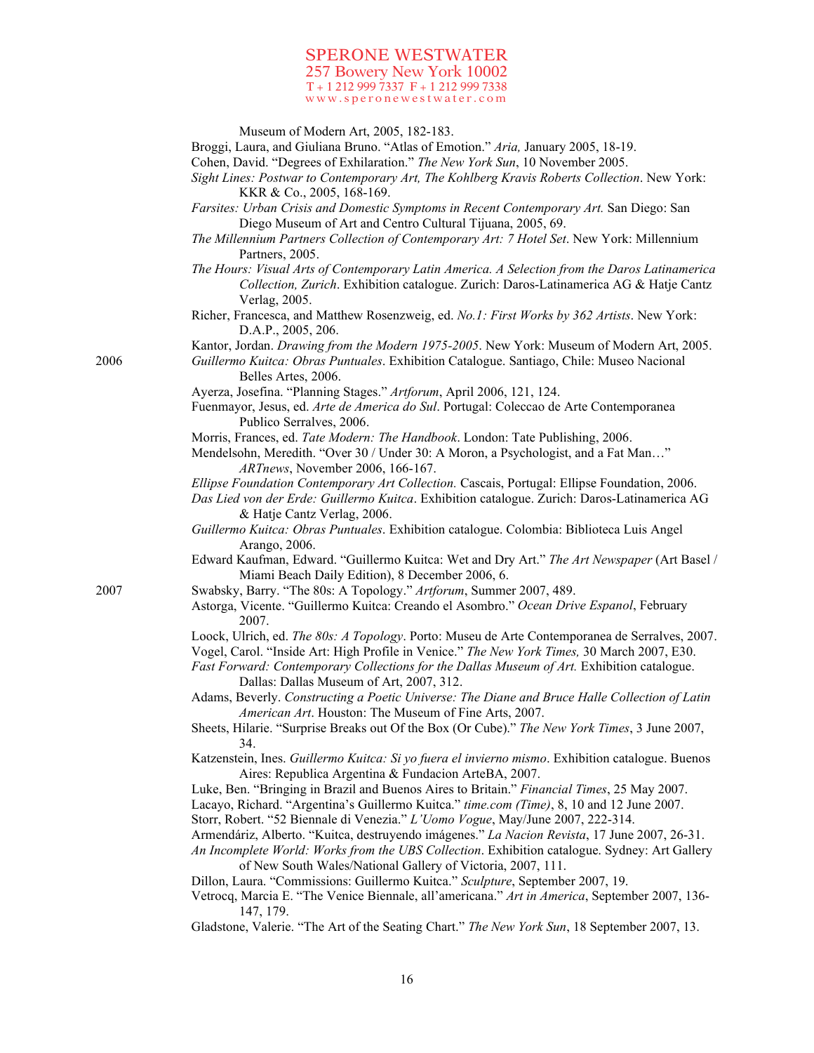Museum of Modern Art, 2005, 182-183.

Broggi, Laura, and Giuliana Bruno. "Atlas of Emotion." *Aria,* January 2005, 18-19.

Cohen, David. "Degrees of Exhilaration." *The New York Sun*, 10 November 2005.

*Sight Lines: Postwar to Contemporary Art, The Kohlberg Kravis Roberts Collection*. New York: KKR & Co., 2005, 168-169.

*Farsites: Urban Crisis and Domestic Symptoms in Recent Contemporary Art.* San Diego: San Diego Museum of Art and Centro Cultural Tijuana, 2005, 69.

*The Millennium Partners Collection of Contemporary Art: 7 Hotel Set*. New York: Millennium Partners, 2005.

*The Hours: Visual Arts of Contemporary Latin America. A Selection from the Daros Latinamerica Collection, Zurich*. Exhibition catalogue. Zurich: Daros-Latinamerica AG & Hatje Cantz Verlag, 2005.

Richer, Francesca, and Matthew Rosenzweig, ed. *No.1: First Works by 362 Artists*. New York: D.A.P., 2005, 206.

Kantor, Jordan. *Drawing from the Modern 1975-2005*. New York: Museum of Modern Art, 2005.

2006

*Guillermo Kuitca: Obras Puntuales*. Exhibition Catalogue. Santiago, Chile: Museo Nacional Belles Artes, 2006.

Ayerza, Josefina. "Planning Stages." *Artforum*, April 2006, 121, 124.

Fuenmayor, Jesus, ed. *Arte de America do Sul*. Portugal: Coleccao de Arte Contemporanea Publico Serralves, 2006.

Morris, Frances, ed. *Tate Modern: The Handbook*. London: Tate Publishing, 2006.

Mendelsohn, Meredith. "Over 30 / Under 30: A Moron, a Psychologist, and a Fat Man…" *ARTnews*, November 2006, 166-167.

*Ellipse Foundation Contemporary Art Collection.* Cascais, Portugal: Ellipse Foundation, 2006.

*Das Lied von der Erde: Guillermo Kuitca*. Exhibition catalogue. Zurich: Daros-Latinamerica AG & Hatje Cantz Verlag, 2006.

*Guillermo Kuitca: Obras Puntuales*. Exhibition catalogue. Colombia: Biblioteca Luis Angel Arango, 2006.

Edward Kaufman, Edward. "Guillermo Kuitca: Wet and Dry Art." *The Art Newspaper* (Art Basel / Miami Beach Daily Edition), 8 December 2006, 6.

2007

Swabsky, Barry. "The 80s: A Topology." *Artforum*, Summer 2007, 489.

Astorga, Vicente. "Guillermo Kuitca: Creando el Asombro." *Ocean Drive Espanol*, February 2007.

Loock, Ulrich, ed. *The 80s: A Topology*. Porto: Museu de Arte Contemporanea de Serralves, 2007.

Vogel, Carol. "Inside Art: High Profile in Venice." *The New York Times,* 30 March 2007, E30.

*Fast Forward: Contemporary Collections for the Dallas Museum of Art.* Exhibition catalogue. Dallas: Dallas Museum of Art, 2007, 312.

Adams, Beverly. *Constructing a Poetic Universe: The Diane and Bruce Halle Collection of Latin American Art*. Houston: The Museum of Fine Arts, 2007.

Sheets, Hilarie. "Surprise Breaks out Of the Box (Or Cube)." *The New York Times*, 3 June 2007, 34.

Katzenstein, Ines. *Guillermo Kuitca: Si yo fuera el invierno mismo*. Exhibition catalogue. Buenos Aires: Republica Argentina & Fundacion ArteBA, 2007.

Luke, Ben. "Bringing in Brazil and Buenos Aires to Britain." *Financial Times*, 25 May 2007.

Lacayo, Richard. "Argentina's Guillermo Kuitca." *time.com (Time)*, 8, 10 and 12 June 2007.

Storr, Robert. "52 Biennale di Venezia." *L'Uomo Vogue*, May/June 2007, 222-314.

Armendáriz, Alberto. "Kuitca, destruyendo imágenes." *La Nacion Revista*, 17 June 2007, 26-31.

*An Incomplete World: Works from the UBS Collection*. Exhibition catalogue. Sydney: Art Gallery of New South Wales/National Gallery of Victoria, 2007, 111.

Dillon, Laura. "Commissions: Guillermo Kuitca." *Sculpture*, September 2007, 19.

Vetrocq, Marcia E. "The Venice Biennale, all'americana." *Art in America*, September 2007, 136-147, 179.

Gladstone, Valerie. "The Art of the Seating Chart." *The New York Sun*, 18 September 2007, 13.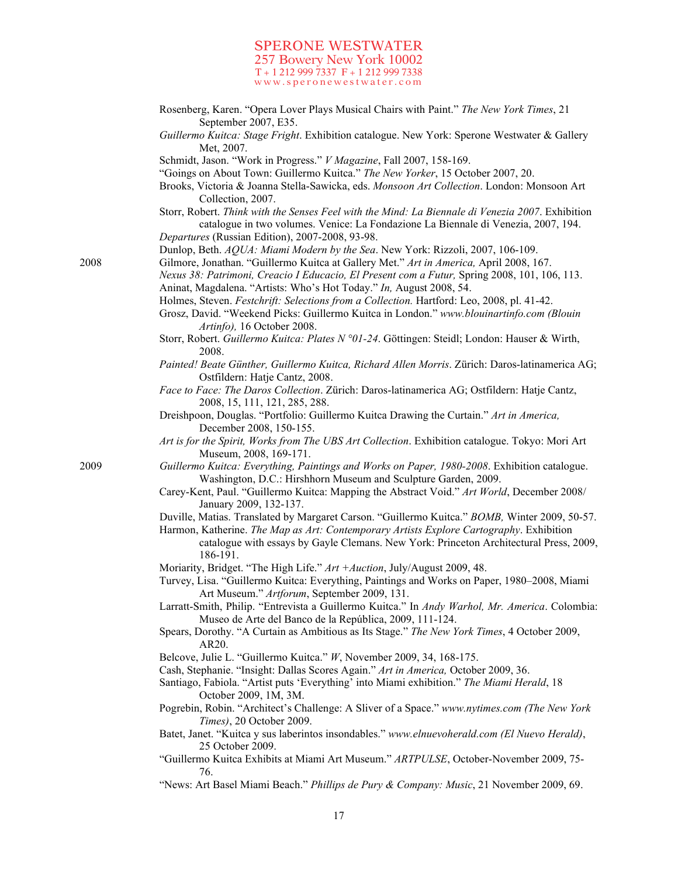Rosenberg, Karen. "Opera Lover Plays Musical Chairs with Paint." *The New York Times*, 21 September 2007, E35.

*Guillermo Kuitca: Stage Fright*. Exhibition catalogue. New York: Sperone Westwater & Gallery Met, 2007.

Schmidt, Jason. "Work in Progress." *V Magazine*, Fall 2007, 158-169.

"Goings on About Town: Guillermo Kuitca." *The New Yorker*, 15 October 2007, 20.

Brooks, Victoria & Joanna Stella-Sawicka, eds. *Monsoon Art Collection*. London: Monsoon Art Collection, 2007.

Storr, Robert. *Think with the Senses Feel with the Mind: La Biennale di Venezia 2007*. Exhibition catalogue in two volumes. Venice: La Fondazione La Biennale di Venezia, 2007, 194.

*Departures* (Russian Edition), 2007-2008, 93-98.

Dunlop, Beth. *AQUA: Miami Modern by the Sea*. New York: Rizzoli, 2007, 106-109.

**2008**

Gilmore, Jonathan. "Guillermo Kuitca at Gallery Met." *Art in America,* April 2008, 167.

*Nexus 38: Patrimoni, Creacio I Educacio, El Present com a Futur,* Spring 2008, 101, 106, 113.

Aninat, Magdalena. "Artists: Who's Hot Today." *In,* August 2008, 54.

Holmes, Steven. *Festchrift: Selections from a Collection.* Hartford: Leo, 2008, pl. 41-42.

Grosz, David. "Weekend Picks: Guillermo Kuitca in London." *www.blouinartinfo.com (Blouin Artinfo),* 16 October 2008.

Storr, Robert. *Guillermo Kuitca: Plates N °01-24*. Göttingen: Steidl; London: Hauser & Wirth, 2008.

*Painted! Beate Günther, Guillermo Kuitca, Richard Allen Morris*. Zürich: Daros-latinamerica AG; Ostfildern: Hatje Cantz, 2008.

*Face to Face: The Daros Collection*. Zürich: Daros-latinamerica AG; Ostfildern: Hatje Cantz, 2008, 15, 111, 121, 285, 288.

Dreishpoon, Douglas. "Portfolio: Guillermo Kuitca Drawing the Curtain." *Art in America,* December 2008, 150-155.

*Art is for the Spirit, Works from The UBS Art Collection*. Exhibition catalogue. Tokyo: Mori Art Museum, 2008, 169-171.

**2009**

*Guillermo Kuitca: Everything, Paintings and Works on Paper, 1980-2008*. Exhibition catalogue. Washington, D.C.: Hirshhorn Museum and Sculpture Garden, 2009.

Carey-Kent, Paul. "Guillermo Kuitca: Mapping the Abstract Void." *Art World*, December 2008/ January 2009, 132-137.

Duville, Matias. Translated by Margaret Carson. "Guillermo Kuitca." *BOMB,* Winter 2009, 50-57.

Harmon, Katherine. *The Map as Art: Contemporary Artists Explore Cartography*. Exhibition catalogue with essays by Gayle Clemans. New York: Princeton Architectural Press, 2009, 186-191.

Moriarity, Bridget. "The High Life." *Art +Auction*, July/August 2009, 48.

Turvey, Lisa. "Guillermo Kuitca: Everything, Paintings and Works on Paper, 1980–2008, Miami Art Museum." *Artforum*, September 2009, 131.

Larratt-Smith, Philip. "Entrevista a Guillermo Kuitca." In *Andy Warhol, Mr. America*. Colombia: Museo de Arte del Banco de la República, 2009, 111-124.

Spears, Dorothy. "A Curtain as Ambitious as Its Stage." *The New York Times*, 4 October 2009, AR20.

Belcove, Julie L. "Guillermo Kuitca." *W*, November 2009, 34, 168-175.

Cash, Stephanie. "Insight: Dallas Scores Again." *Art in America,* October 2009, 36.

Santiago, Fabiola. "Artist puts 'Everything' into Miami exhibition." *The Miami Herald*, 18 October 2009, 1M, 3M.

Pogrebin, Robin. "Architect's Challenge: A Sliver of a Space." *www.nytimes.com (The New York Times)*, 20 October 2009.

Batet, Janet. "Kuitca y sus laberintos insondables." *www.elnuevoherald.com (El Nuevo Herald)*, 25 October 2009.

"Guillermo Kuitca Exhibits at Miami Art Museum." *ARTPULSE*, October-November 2009, 75-76.

"News: Art Basel Miami Beach." *Phillips de Pury & Company: Music*, 21 November 2009, 69.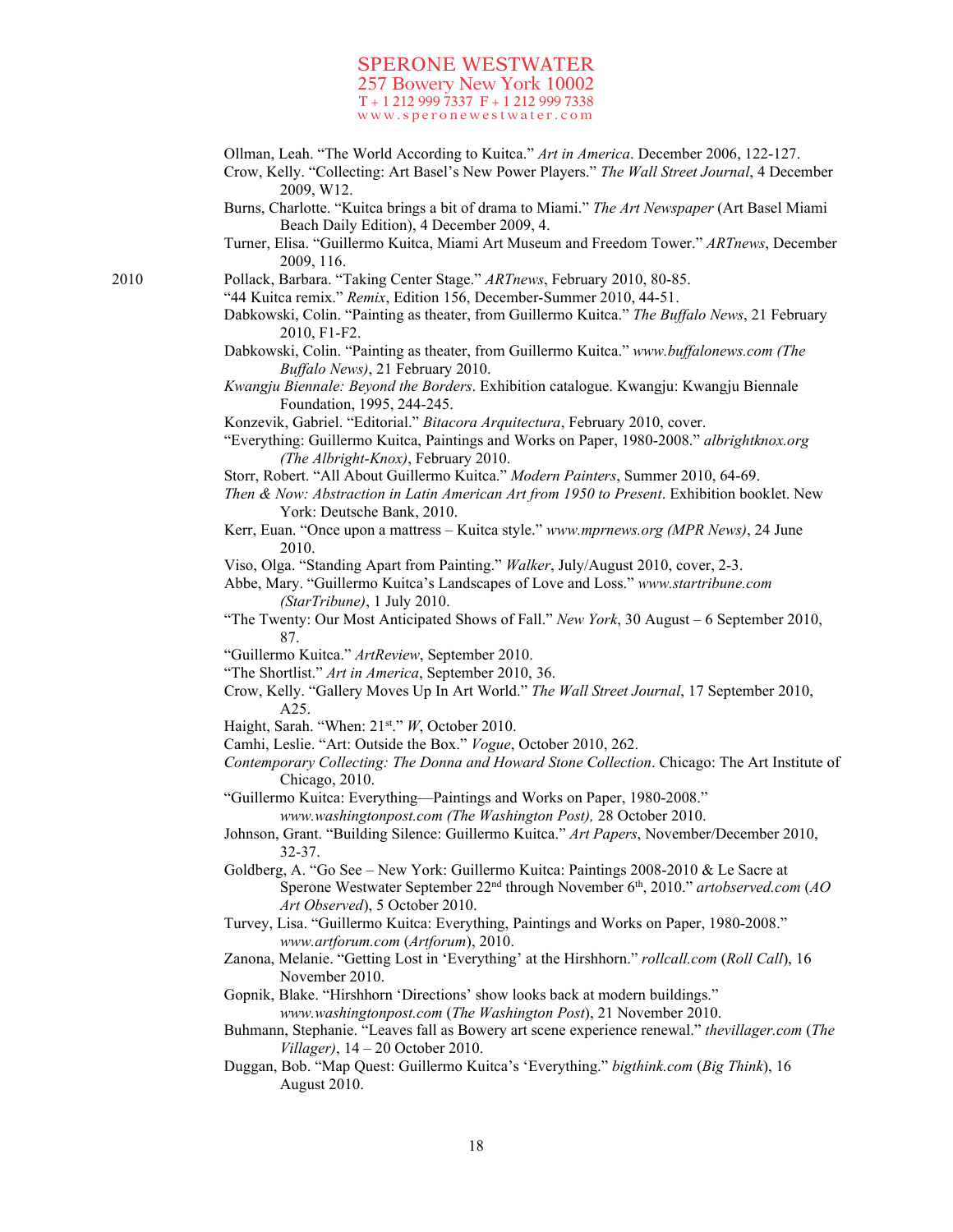Ollman, Leah. “The World According to Kuitca.” *Art in America*. December 2006, 122-127.

Crow, Kelly. “Collecting: Art Basel’s New Power Players.” *The Wall Street Journal*, 4 December 2009, W12.

Burns, Charlotte. “Kuitca brings a bit of drama to Miami.” *The Art Newspaper* (Art Basel Miami Beach Daily Edition), 4 December 2009, 4.

Turner, Elisa. “Guillermo Kuitca, Miami Art Museum and Freedom Tower.” *ARTnews*, December 2009, 116.

2010

Pollack, Barbara. “Taking Center Stage.” *ARTnews*, February 2010, 80-85.

“44 Kuitca remix.” *Remix*, Edition 156, December-Summer 2010, 44-51.

Dabkowski, Colin. “Painting as theater, from Guillermo Kuitca.” *The Buffalo News*, 21 February 2010, F1-F2.

Dabkowski, Colin. “Painting as theater, from Guillermo Kuitca.” *www.buffalonews.com (The Buffalo News)*, 21 February 2010.

*Kwangju Biennale: Beyond the Borders*. Exhibition catalogue. Kwangju: Kwangju Biennale Foundation, 1995, 244-245.

Konzevik, Gabriel. “Editorial.” *Bitacora Arquitectura*, February 2010, cover.

“Everything: Guillermo Kuitca, Paintings and Works on Paper, 1980-2008.” *albrightknox.org (The Albright-Knox)*, February 2010.

Storr, Robert. “All About Guillermo Kuitca.” *Modern Painters*, Summer 2010, 64-69.

*Then & Now: Abstraction in Latin American Art from 1950 to Present*. Exhibition booklet. New York: Deutsche Bank, 2010.

Kerr, Euan. “Once upon a mattress – Kuitca style.” *www.mprnews.org (MPR News)*, 24 June 2010.

Viso, Olga. “Standing Apart from Painting.” *Walker*, July/August 2010, cover, 2-3.

Abbe, Mary. “Guillermo Kuitca’s Landscapes of Love and Loss.” *www.startribune.com (StarTribune)*, 1 July 2010.

“The Twenty: Our Most Anticipated Shows of Fall.” *New York*, 30 August – 6 September 2010, 87.

“Guillermo Kuitca.” *ArtReview*, September 2010.

“The Shortlist.” *Art in America*, September 2010, 36.

Crow, Kelly. “Gallery Moves Up In Art World.” *The Wall Street Journal*, 17 September 2010, A25.

Haight, Sarah. “When: 21st.” *W*, October 2010.

Camhi, Leslie. “Art: Outside the Box.” *Vogue*, October 2010, 262.

*Contemporary Collecting: The Donna and Howard Stone Collection*. Chicago: The Art Institute of Chicago, 2010.

“Guillermo Kuitca: Everything—Paintings and Works on Paper, 1980-2008.” *www.washingtonpost.com (The Washington Post),* 28 October 2010.

Johnson, Grant. “Building Silence: Guillermo Kuitca.” *Art Papers*, November/December 2010, 32-37.

Goldberg, A. “Go See – New York: Guillermo Kuitca: Paintings 2008-2010 & Le Sacre at Sperone Westwater September 22nd through November 6th, 2010.” *artobserved.com* (*AO Art Observed*), 5 October 2010.

Turvey, Lisa. “Guillermo Kuitca: Everything, Paintings and Works on Paper, 1980-2008.” *www.artforum.com* (*Artforum*), 2010.

Zanona, Melanie. “Getting Lost in ‘Everything’ at the Hirshhorn.” *rollcall.com* (*Roll Call*), 16 November 2010.

Gopnik, Blake. “Hirshhorn ‘Directions’ show looks back at modern buildings.” *www.washingtonpost.com* (*The Washington Post*), 21 November 2010.

Buhmann, Stephanie. “Leaves fall as Bowery art scene experience renewal.” *thevillager.com* (*The Villager)*, 14 – 20 October 2010.

Duggan, Bob. “Map Quest: Guillermo Kuitca’s ‘Everything.” *bigthink.com* (*Big Think*), 16 August 2010.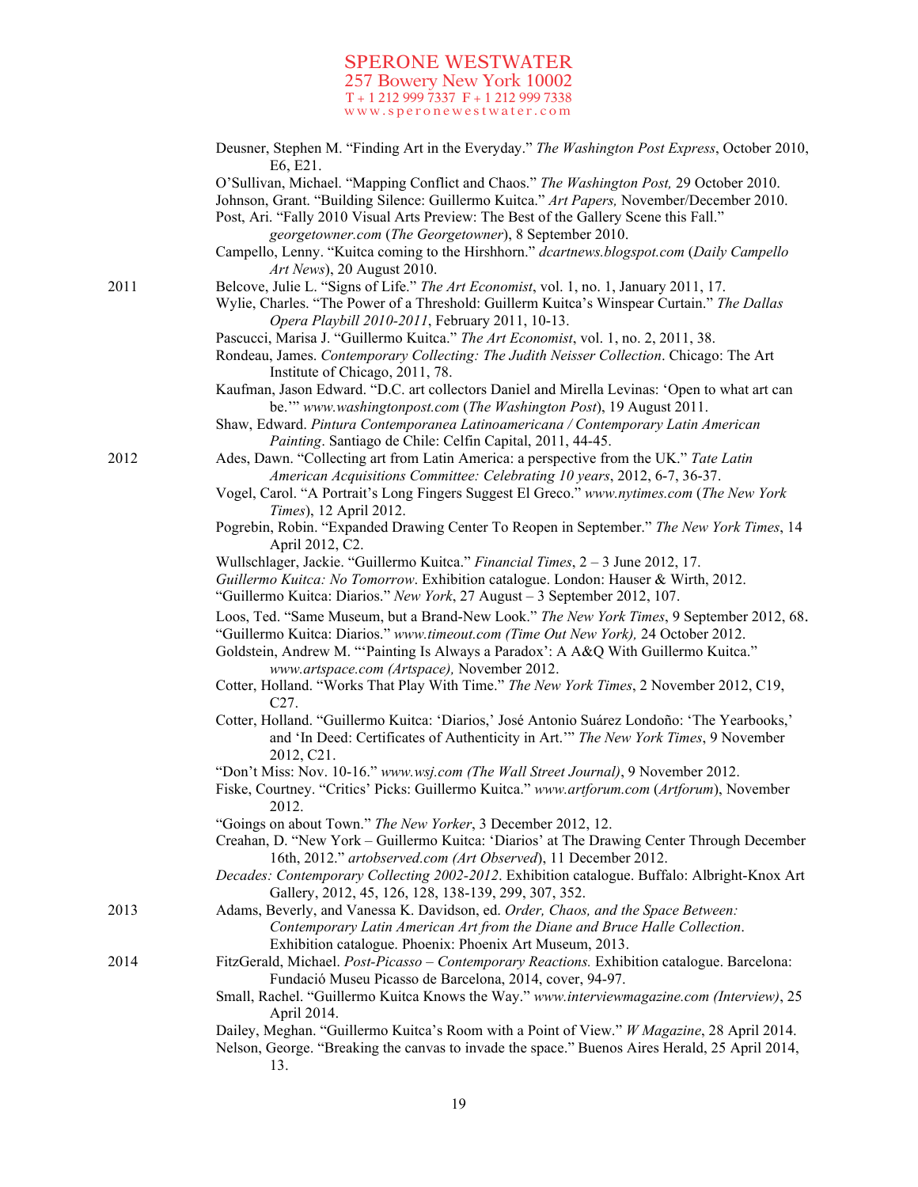Deusner, Stephen M. "Finding Art in the Everyday." *The Washington Post Express*, October 2010, E6, E21.

O'Sullivan, Michael. "Mapping Conflict and Chaos." *The Washington Post,* 29 October 2010.

Johnson, Grant. "Building Silence: Guillermo Kuitca." *Art Papers,* November/December 2010.

Post, Ari. "Fally 2010 Visual Arts Preview: The Best of the Gallery Scene this Fall." *georgetowner.com* (*The Georgetowner*), 8 September 2010.

Campello, Lenny. "Kuitca coming to the Hirshhorn." *dcartnews.blogspot.com* (*Daily Campello Art News*), 20 August 2010.

**2011**

Belcove, Julie L. "Signs of Life." *The Art Economist*, vol. 1, no. 1, January 2011, 17.

Wylie, Charles. "The Power of a Threshold: Guillerm Kuitca's Winspear Curtain." *The Dallas Opera Playbill 2010-2011*, February 2011, 10-13.

Pascucci, Marisa J. "Guillermo Kuitca." *The Art Economist*, vol. 1, no. 2, 2011, 38.

Rondeau, James. *Contemporary Collecting: The Judith Neisser Collection*. Chicago: The Art Institute of Chicago, 2011, 78.

Kaufman, Jason Edward. "D.C. art collectors Daniel and Mirella Levinas: 'Open to what art can be.'" *www.washingtonpost.com* (*The Washington Post*), 19 August 2011.

Shaw, Edward. *Pintura Contemporanea Latinoamericana / Contemporary Latin American Painting*. Santiago de Chile: Celfin Capital, 2011, 44-45.

**2012**

Ades, Dawn. "Collecting art from Latin America: a perspective from the UK." *Tate Latin American Acquisitions Committee: Celebrating 10 years*, 2012, 6-7, 36-37.

Vogel, Carol. "A Portrait's Long Fingers Suggest El Greco." *www.nytimes.com* (*The New York Times*), 12 April 2012.

Pogrebin, Robin. "Expanded Drawing Center To Reopen in September." *The New York Times*, 14 April 2012, C2.

Wullschlager, Jackie. "Guillermo Kuitca." *Financial Times*, 2 – 3 June 2012, 17.

*Guillermo Kuitca: No Tomorrow*. Exhibition catalogue. London: Hauser & Wirth, 2012.

"Guillermo Kuitca: Diarios." *New York*, 27 August – 3 September 2012, 107.

Loos, Ted. "Same Museum, but a Brand-New Look." *The New York Times*, 9 September 2012, 68.

"Guillermo Kuitca: Diarios." *www.timeout.com (Time Out New York),* 24 October 2012.

Goldstein, Andrew M. "'Painting Is Always a Paradox': A A&Q With Guillermo Kuitca." *www.artspace.com (Artspace),* November 2012.

Cotter, Holland. "Works That Play With Time." *The New York Times*, 2 November 2012, C19, C27.

Cotter, Holland. "Guillermo Kuitca: 'Diarios,' José Antonio Suárez Londoño: 'The Yearbooks,' and 'In Deed: Certificates of Authenticity in Art.'" *The New York Times*, 9 November 2012, C21.

"Don't Miss: Nov. 10-16." *www.wsj.com (The Wall Street Journal)*, 9 November 2012.

Fiske, Courtney. "Critics' Picks: Guillermo Kuitca." *www.artforum.com* (*Artforum*), November 2012.

"Goings on about Town." *The New Yorker*, 3 December 2012, 12.

Creahan, D. "New York – Guillermo Kuitca: 'Diarios' at The Drawing Center Through December 16th, 2012." *artobserved.com (Art Observed*), 11 December 2012.

*Decades: Contemporary Collecting 2002-2012*. Exhibition catalogue. Buffalo: Albright-Knox Art Gallery, 2012, 45, 126, 128, 138-139, 299, 307, 352.

**2013**

Adams, Beverly, and Vanessa K. Davidson, ed. *Order, Chaos, and the Space Between: Contemporary Latin American Art from the Diane and Bruce Halle Collection*. Exhibition catalogue. Phoenix: Phoenix Art Museum, 2013.

**2014**

FitzGerald, Michael. *Post-Picasso – Contemporary Reactions.* Exhibition catalogue. Barcelona: Fundació Museu Picasso de Barcelona, 2014, cover, 94-97.

Small, Rachel. "Guillermo Kuitca Knows the Way." *www.interviewmagazine.com (Interview)*, 25 April 2014.

Dailey, Meghan. "Guillermo Kuitca's Room with a Point of View." *W Magazine*, 28 April 2014.

Nelson, George. "Breaking the canvas to invade the space." Buenos Aires Herald, 25 April 2014, 13.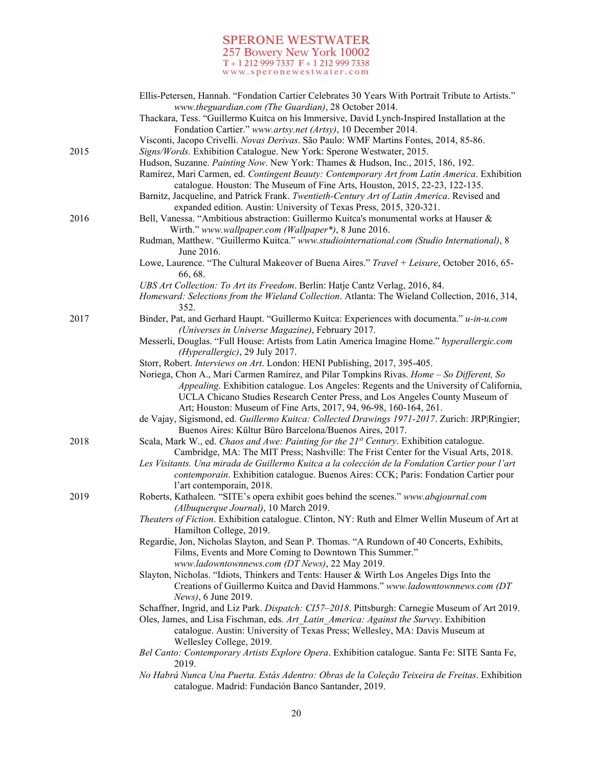Ellis-Petersen, Hannah. "Fondation Cartier Celebrates 30 Years With Portrait Tribute to Artists." *www.theguardian.com (The Guardian)*, 28 October 2014.

Thackara, Tess. "Guillermo Kuitca on his Immersive, David Lynch-Inspired Installation at the Fondation Cartier." *www.artsy.net (Artsy)*, 10 December 2014.

Visconti, Jacopo Crivelli. *Novas Derivas*. São Paulo: WMF Martins Fontes, 2014, 85-86.

2015

*Signs/Words.* Exhibition Catalogue. New York: Sperone Westwater, 2015.

Hudson, Suzanne. *Painting Now*. New York: Thames & Hudson, Inc., 2015, 186, 192.

Ramírez, Mari Carmen, ed. *Contingent Beauty: Contemporary Art from Latin America*. Exhibition catalogue. Houston: The Museum of Fine Arts, Houston, 2015, 22-23, 122-135.

Barnitz, Jacqueline, and Patrick Frank. *Twentieth-Century Art of Latin America*. Revised and expanded edition. Austin: University of Texas Press, 2015, 320-321.

2016

Bell, Vanessa. "Ambitious abstraction: Guillermo Kuitca's monumental works at Hauser & Wirth." *www.wallpaper.com (Wallpaper\*)*, 8 June 2016.

Rudman, Matthew. "Guillermo Kuitca." *www.studiointernational.com (Studio International)*, 8 June 2016.

Lowe, Laurence. "The Cultural Makeover of Buena Aires." *Travel + Leisure*, October 2016, 65-66, 68.

*UBS Art Collection: To Art its Freedom*. Berlin: Hatje Cantz Verlag, 2016, 84.

*Homeward: Selections from the Wieland Collection*. Atlanta: The Wieland Collection, 2016, 314, 352.

2017

Binder, Pat, and Gerhard Haupt. "Guillermo Kuitca: Experiences with documenta." *u-in-u.com (Universes in Universe Magazine)*, February 2017.

Messerli, Douglas. "Full House: Artists from Latin America Imagine Home." *hyperallergic.com (Hyperallergic)*, 29 July 2017.

Storr, Robert. *Interviews on Art*. London: HENI Publishing, 2017, 395-405.

Noriega, Chon A., Mari Carmen Ramírez, and Pilar Tompkins Rivas. *Home – So Different, So Appealing*. Exhibition catalogue. Los Angeles: Regents and the University of California, UCLA Chicano Studies Research Center Press, and Los Angeles County Museum of Art; Houston: Museum of Fine Arts, 2017, 94, 96-98, 160-164, 261.

de Vajay, Sigismond, ed. *Guillermo Kuitca: Collected Drawings 1971-2017*. Zurich: JRP|Ringier; Buenos Aires: Kültur Büro Barcelona/Buenos Aires, 2017.

2018

Scala, Mark W., ed. *Chaos and Awe: Painting for the 21st Century*. Exhibition catalogue. Cambridge, MA: The MIT Press; Nashville: The Frist Center for the Visual Arts, 2018.

*Les Visitants. Una mirada de Guillermo Kuitca a la colección de la Fondation Cartier pour l'art contemporain*. Exhibition catalogue. Buenos Aires: CCK; Paris: Fondation Cartier pour l'art contemporain, 2018.

2019

Roberts, Kathaleen. "SITE's opera exhibit goes behind the scenes." *www.abqjournal.com (Albuquerque Journal)*, 10 March 2019.

*Theaters of Fiction*. Exhibition catalogue. Clinton, NY: Ruth and Elmer Wellin Museum of Art at Hamilton College, 2019.

Regardie, Jon, Nicholas Slayton, and Sean P. Thomas. "A Rundown of 40 Concerts, Exhibits, Films, Events and More Coming to Downtown This Summer." *www.ladowntownnews.com (DT News)*, 22 May 2019.

Slayton, Nicholas. "Idiots, Thinkers and Tents: Hauser & Wirth Los Angeles Digs Into the Creations of Guillermo Kuitca and David Hammons." *www.ladowntownnews.com (DT News)*, 6 June 2019.

Schaffner, Ingrid, and Liz Park. *Dispatch: CI57–2018*. Pittsburgh: Carnegie Museum of Art 2019.

Oles, James, and Lisa Fischman, eds. *Art_Latin_America: Against the Survey*. Exhibition catalogue. Austin: University of Texas Press; Wellesley, MA: Davis Museum at Wellesley College, 2019.

*Bel Canto: Contemporary Artists Explore Opera*. Exhibition catalogue. Santa Fe: SITE Santa Fe, 2019.

*No Habrá Nunca Una Puerta. Estás Adentro: Obras de la Coleção Teixeira de Freitas*. Exhibition catalogue. Madrid: Fundación Banco Santander, 2019.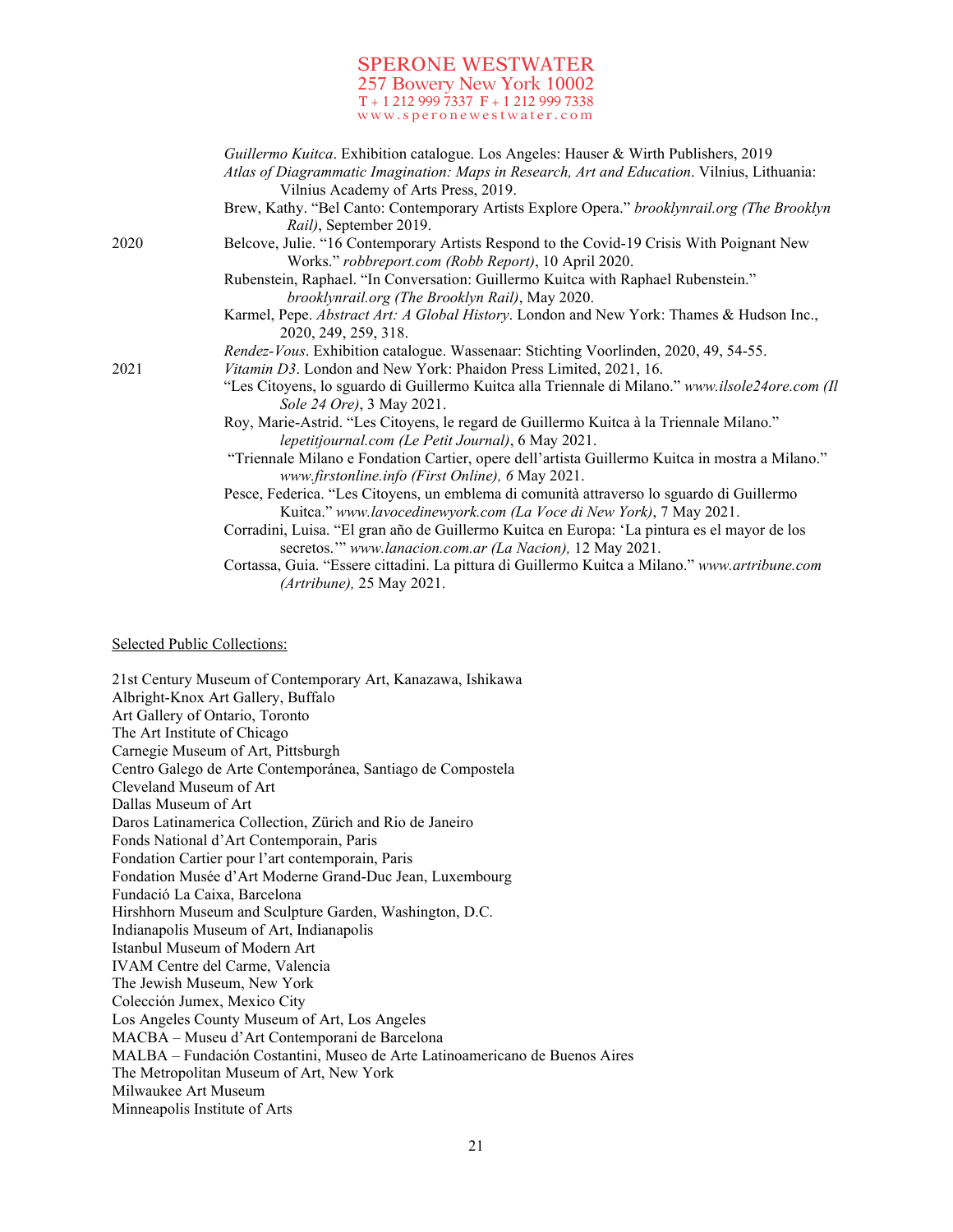*Guillermo Kuitca*. Exhibition catalogue. Los Angeles: Hauser & Wirth Publishers, 2019

*Atlas of Diagrammatic Imagination: Maps in Research, Art and Education*. Vilnius, Lithuania: Vilnius Academy of Arts Press, 2019.

Brew, Kathy. "Bel Canto: Contemporary Artists Explore Opera." *brooklynrail.org (The Brooklyn Rail)*, September 2019.

2020 Belcove, Julie. "16 Contemporary Artists Respond to the Covid-19 Crisis With Poignant New Works." *robbreport.com (Robb Report)*, 10 April 2020.

Rubenstein, Raphael. "In Conversation: Guillermo Kuitca with Raphael Rubenstein." *brooklynrail.org (The Brooklyn Rail)*, May 2020.

Karmel, Pepe. *Abstract Art: A Global History*. London and New York: Thames & Hudson Inc., 2020, 249, 259, 318.

*Rendez-Vous*. Exhibition catalogue. Wassenaar: Stichting Voorlinden, 2020, 49, 54-55.

2021 *Vitamin D3*. London and New York: Phaidon Press Limited, 2021, 16.

"Les Citoyens, lo sguardo di Guillermo Kuitca alla Triennale di Milano." *www.ilsole24ore.com (Il Sole 24 Ore)*, 3 May 2021.

Roy, Marie-Astrid. "Les Citoyens, le regard de Guillermo Kuitca à la Triennale Milano." *lepetitjournal.com (Le Petit Journal)*, 6 May 2021.

"Triennale Milano e Fondation Cartier, opere dell'artista Guillermo Kuitca in mostra a Milano." *www.firstonline.info (First Online), 6* May 2021.

Pesce, Federica. "Les Citoyens, un emblema di comunità attraverso lo sguardo di Guillermo Kuitca." *www.lavocedinewyork.com (La Voce di New York)*, 7 May 2021.

Corradini, Luisa. "El gran año de Guillermo Kuitca en Europa: 'La pintura es el mayor de los secretos.'" *www.lanacion.com.ar (La Nacion),* 12 May 2021.

Cortassa, Guia. "Essere cittadini. La pittura di Guillermo Kuitca a Milano." *www.artribune.com (Artribune),* 25 May 2021.

Selected Public Collections:

21st Century Museum of Contemporary Art, Kanazawa, Ishikawa
Albright-Knox Art Gallery, Buffalo
Art Gallery of Ontario, Toronto
The Art Institute of Chicago
Carnegie Museum of Art, Pittsburgh
Centro Galego de Arte Contemporánea, Santiago de Compostela
Cleveland Museum of Art
Dallas Museum of Art
Daros Latinamerica Collection, Zürich and Rio de Janeiro
Fonds National d'Art Contemporain, Paris
Fondation Cartier pour l'art contemporain, Paris
Fondation Musée d'Art Moderne Grand-Duc Jean, Luxembourg
Fundació La Caixa, Barcelona
Hirshhorn Museum and Sculpture Garden, Washington, D.C.
Indianapolis Museum of Art, Indianapolis
Istanbul Museum of Modern Art
IVAM Centre del Carme, Valencia
The Jewish Museum, New York
Colección Jumex, Mexico City
Los Angeles County Museum of Art, Los Angeles
MACBA – Museu d'Art Contemporani de Barcelona
MALBA – Fundación Costantini, Museo de Arte Latinoamericano de Buenos Aires
The Metropolitan Museum of Art, New York
Milwaukee Art Museum
Minneapolis Institute of Arts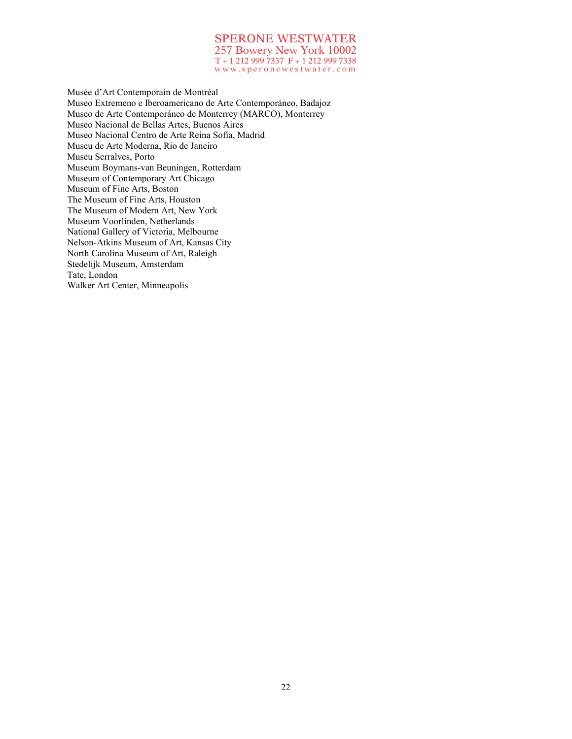Musée d'Art Contemporain de Montréal
Museo Extremeno e Iberoamericano de Arte Contemporáneo, Badajoz
Museo de Arte Contemporáneo de Monterrey (MARCO), Monterrey
Museo Nacional de Bellas Artes, Buenos Aires
Museo Nacional Centro de Arte Reina Sofia, Madrid
Museu de Arte Moderna, Rio de Janeiro
Museu Serralves, Porto
Museum Boymans-van Beuningen, Rotterdam
Museum of Contemporary Art Chicago
Museum of Fine Arts, Boston
The Museum of Fine Arts, Houston
The Museum of Modern Art, New York
Museum Voorlinden, Netherlands
National Gallery of Victoria, Melbourne
Nelson-Atkins Museum of Art, Kansas City
North Carolina Museum of Art, Raleigh
Stedelijk Museum, Amsterdam
Tate, London
Walker Art Center, Minneapolis